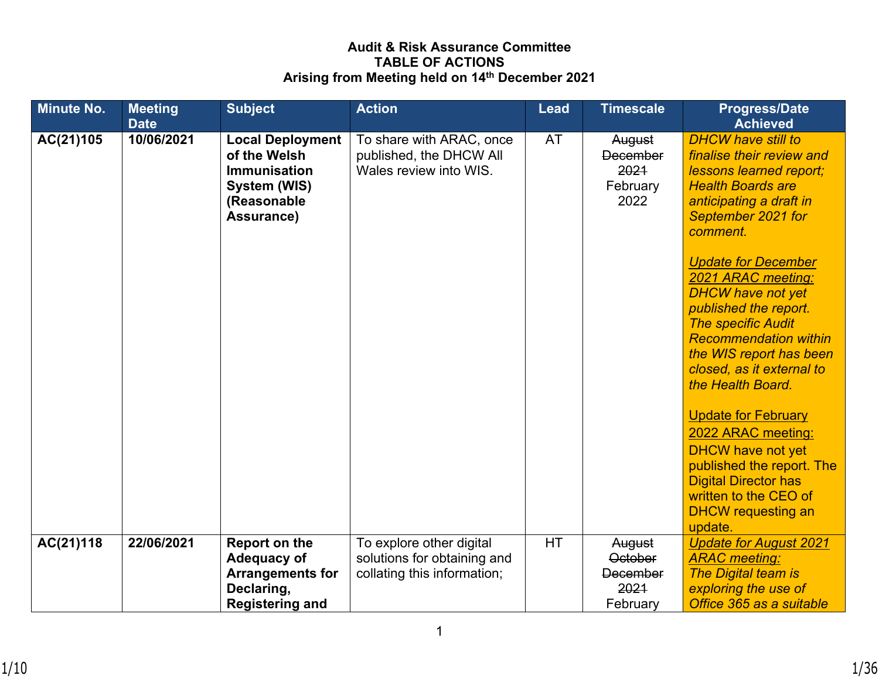**Audit & Risk Assurance Committee**
**TABLE OF ACTIONS**
**Arising from Meeting held on 14th December 2021**

| Minute No. | Meeting Date | Subject | Action | Lead | Timescale | Progress/Date Achieved |
|---|---|---|---|---|---|---|
| **AC(21)105** | **10/06/2021** | **Local Deployment of the Welsh Immunisation System (WIS) (Reasonable Assurance)** | To share with ARAC, once published, the DHCW All Wales review into WIS. | AT | ~~August~~ ~~December 2021~~ February 2022 | *DHCW have still to finalise their review and lessons learned report; Health Boards are anticipating a draft in September 2021 for comment.*<br><br>*Update for December 2021 ARAC meeting:* *DHCW have not yet published the report. The specific Audit Recommendation within the WIS report has been closed, as it external to the Health Board.*<br><br>Update for February 2022 ARAC meeting: DHCW have not yet published the report. The Digital Director has written to the CEO of DHCW requesting an update. |
| **AC(21)118** | **22/06/2021** | **Report on the Adequacy of Arrangements for Declaring, Registering and** | To explore other digital solutions for obtaining and collating this information; | HT | ~~August~~ ~~October~~ ~~December 2021~~ February | *Update for August 2021 ARAC meeting:* *The Digital team is exploring the use of Office 365 as a suitable* |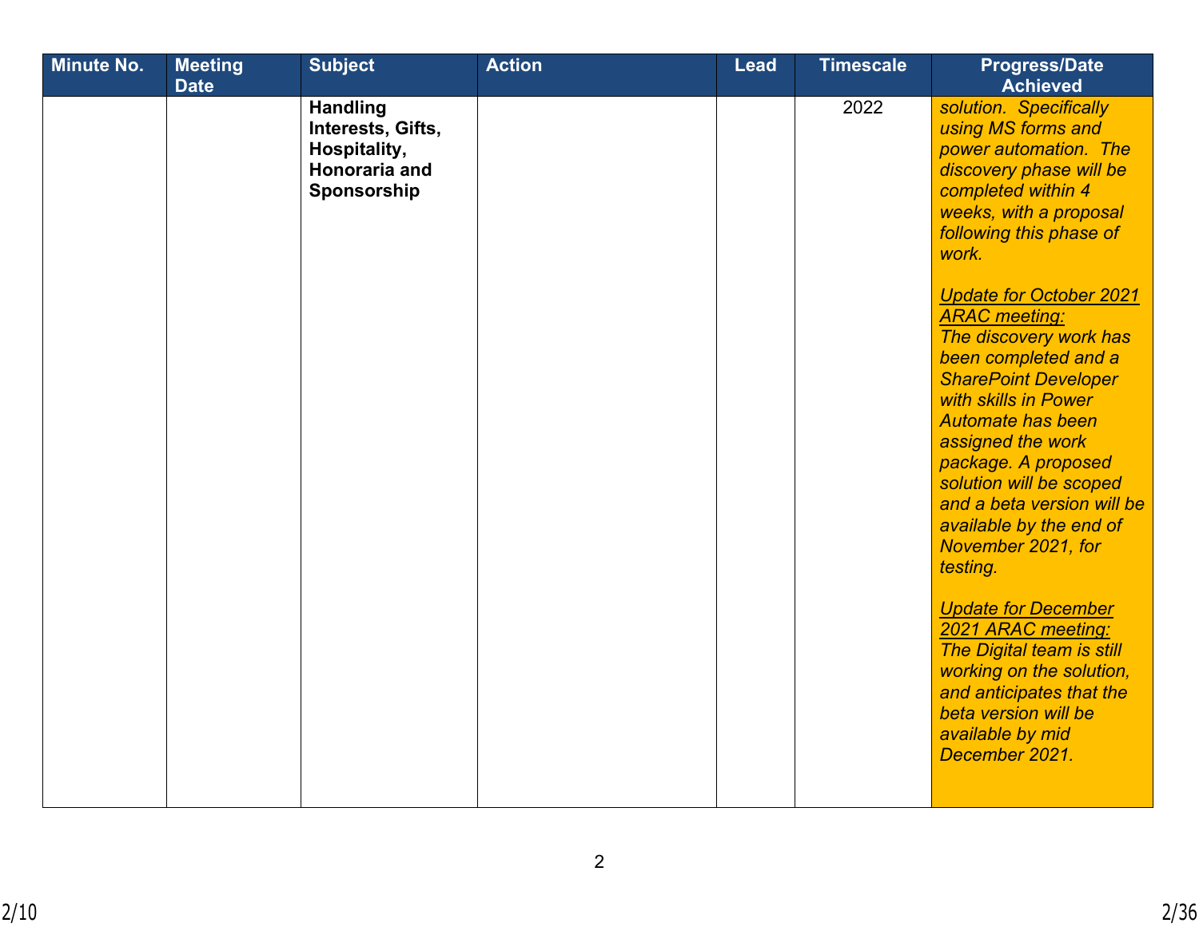| Minute No. | Meeting Date | Subject | Action | Lead | Timescale | Progress/Date Achieved |
|---|---|---|---|---|---|---|
| | | **Handling Interests, Gifts, Hospitality, Honoraria and Sponsorship** | | | 2022 | *solution. Specifically using MS forms and power automation. The discovery phase will be completed within 4 weeks, with a proposal following this phase of work.*<br><br>*Update for October 2021 ARAC meeting:*<br>*The discovery work has been completed and a SharePoint Developer with skills in Power Automate has been assigned the work package. A proposed solution will be scoped and a beta version will be available by the end of November 2021, for testing.*<br><br>*Update for December 2021 ARAC meeting:*<br>*The Digital team is still working on the solution, and anticipates that the beta version will be available by mid December 2021.* |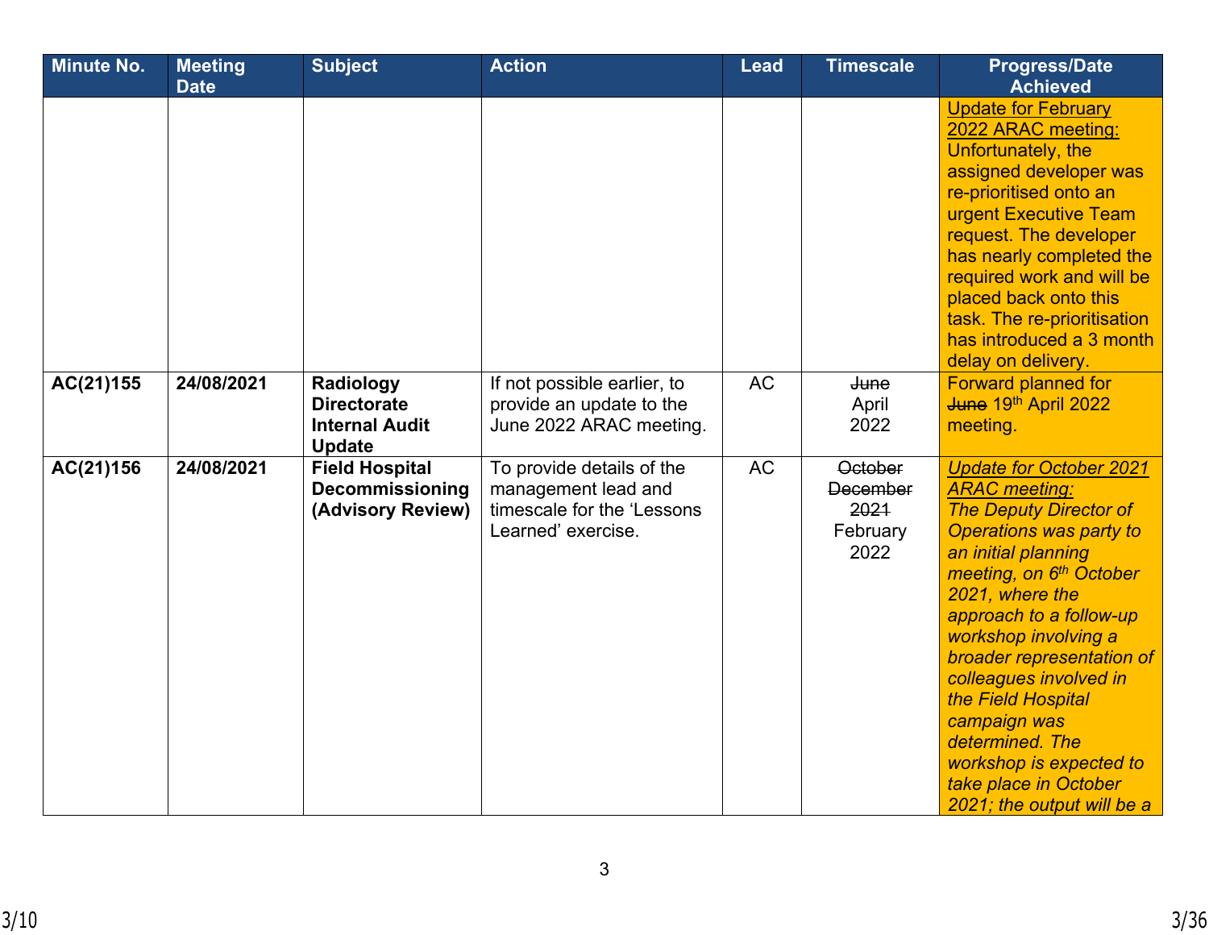| Minute No. | Meeting Date | Subject | Action | Lead | Timescale | Progress/Date Achieved |
|---|---|---|---|---|---|---|
| | | | | | | Update for February 2022 ARAC meeting: Unfortunately, the assigned developer was re-prioritised onto an urgent Executive Team request. The developer has nearly completed the required work and will be placed back onto this task. The re-prioritisation has introduced a 3 month delay on delivery. |
| **AC(21)155** | **24/08/2021** | **Radiology Directorate Internal Audit Update** | If not possible earlier, to provide an update to the June 2022 ARAC meeting. | AC | ~~June~~ April 2022 | Forward planned for ~~June~~ 19th April 2022 meeting. |
| **AC(21)156** | **24/08/2021** | **Field Hospital Decommissioning (Advisory Review)** | To provide details of the management lead and timescale for the 'Lessons Learned' exercise. | AC | ~~October December 2021~~ February 2022 | *Update for October 2021 ARAC meeting:* *The Deputy Director of Operations was party to an initial planning meeting, on 6th October 2021, where the approach to a follow-up workshop involving a broader representation of colleagues involved in the Field Hospital campaign was determined. The workshop is expected to take place in October 2021; the output will be a* |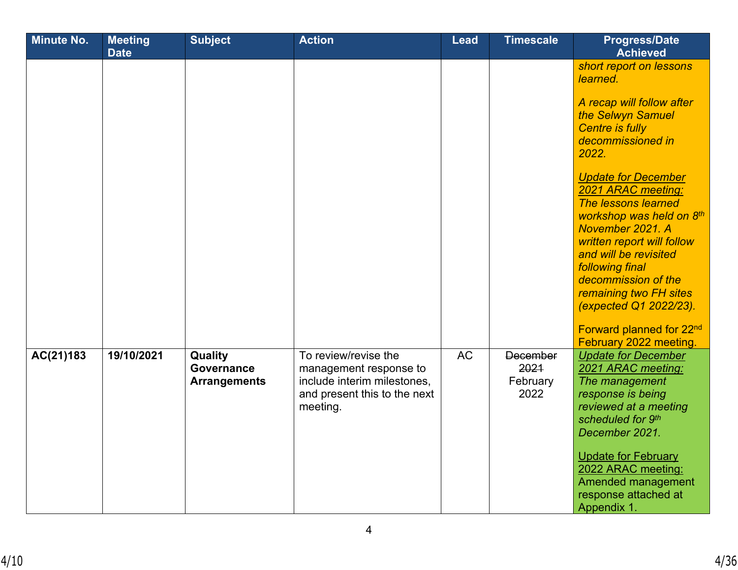| Minute No. | Meeting Date | Subject | Action | Lead | Timescale | Progress/Date Achieved |
|---|---|---|---|---|---|---|
| | | | | | | *short report on lessons learned.*<br><br>*A recap will follow after the Selwyn Samuel Centre is fully decommissioned in 2022.*<br><br>*Update for December 2021 ARAC meeting:* *The lessons learned workshop was held on 8th November 2021. A written report will follow and will be revisited following final decommission of the remaining two FH sites (expected Q1 2022/23).*<br><br>Forward planned for 22nd February 2022 meeting. |
| **AC(21)183** | **19/10/2021** | **Quality Governance Arrangements** | To review/revise the management response to include interim milestones, and present this to the next meeting. | AC | ~~December 2021~~ February 2022 | *Update for December 2021 ARAC meeting:* *The management response is being reviewed at a meeting scheduled for 9th December 2021.*<br><br>Update for February 2022 ARAC meeting: Amended management response attached at Appendix 1. |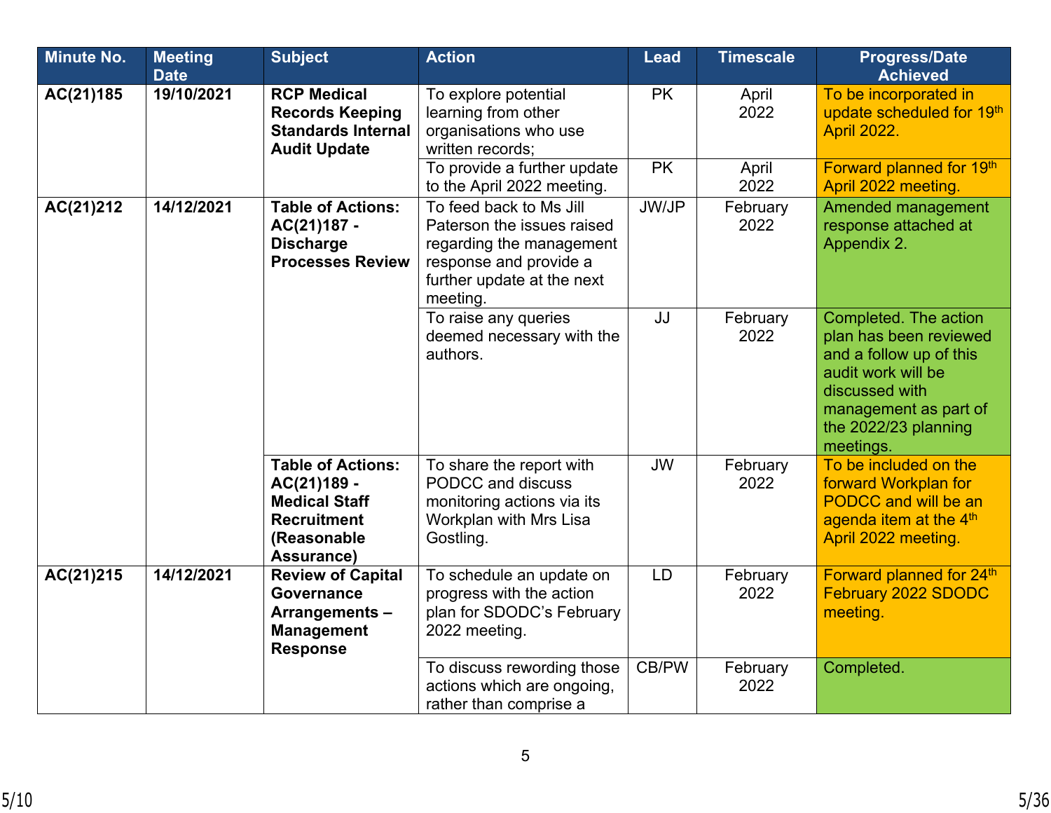| Minute No. | Meeting Date | Subject | Action | Lead | Timescale | Progress/Date Achieved |
|---|---|---|---|---|---|---|
| **AC(21)185** | **19/10/2021** | **RCP Medical Records Keeping Standards Internal Audit Update** | To explore potential learning from other organisations who use written records; | PK | April 2022 | To be incorporated in update scheduled for 19th April 2022. |
| | | | To provide a further update to the April 2022 meeting. | PK | April 2022 | Forward planned for 19th April 2022 meeting. |
| **AC(21)212** | **14/12/2021** | **Table of Actions: AC(21)187 - Discharge Processes Review** | To feed back to Ms Jill Paterson the issues raised regarding the management response and provide a further update at the next meeting. | JW/JP | February 2022 | Amended management response attached at Appendix 2. |
| | | | To raise any queries deemed necessary with the authors. | JJ | February 2022 | Completed. The action plan has been reviewed and a follow up of this audit work will be discussed with management as part of the 2022/23 planning meetings. |
| | | **Table of Actions: AC(21)189 - Medical Staff Recruitment (Reasonable Assurance)** | To share the report with PODCC and discuss monitoring actions via its Workplan with Mrs Lisa Gostling. | JW | February 2022 | To be included on the forward Workplan for PODCC and will be an agenda item at the 4th April 2022 meeting. |
| **AC(21)215** | **14/12/2021** | **Review of Capital Governance Arrangements – Management Response** | To schedule an update on progress with the action plan for SDODC's February 2022 meeting. | LD | February 2022 | Forward planned for 24th February 2022 SDODC meeting. |
| | | | To discuss rewording those actions which are ongoing, rather than comprise a | CB/PW | February 2022 | Completed. |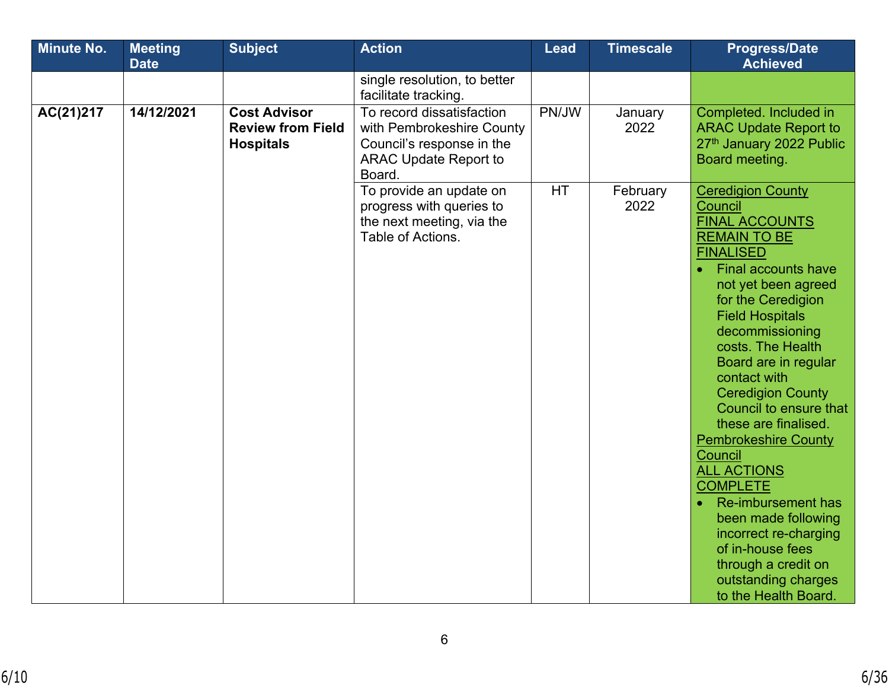| Minute No. | Meeting Date | Subject | Action | Lead | Timescale | Progress/Date Achieved |
|---|---|---|---|---|---|---|
| | | | single resolution, to better facilitate tracking. | | | |
| **AC(21)217** | **14/12/2021** | **Cost Advisor Review from Field Hospitals** | To record dissatisfaction with Pembrokeshire County Council's response in the ARAC Update Report to Board. | PN/JW | January 2022 | Completed. Included in ARAC Update Report to 27th January 2022 Public Board meeting. |
| | | | To provide an update on progress with queries to the next meeting, via the Table of Actions. | HT | February 2022 | <u>Ceredigion County Council</u> <u>FINAL ACCOUNTS REMAIN TO BE FINALISED</u> <br>• Final accounts have not yet been agreed for the Ceredigion Field Hospitals decommissioning costs. The Health Board are in regular contact with Ceredigion County Council to ensure that these are finalised. <br><u>Pembrokeshire County Council</u> <u>ALL ACTIONS COMPLETE</u> <br>• Re-imbursement has been made following incorrect re-charging of in-house fees through a credit on outstanding charges to the Health Board. |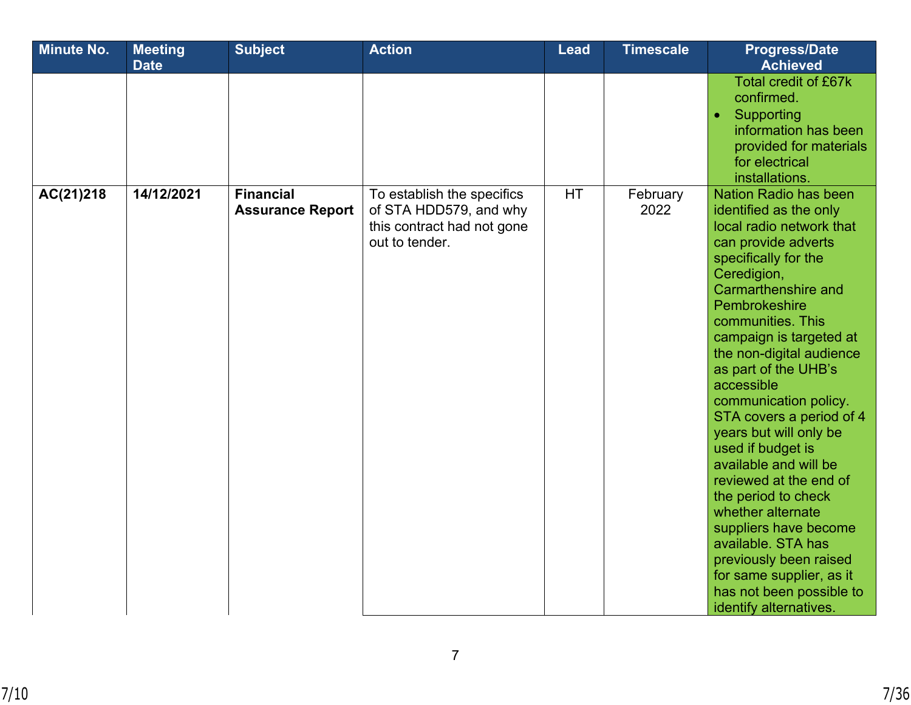| Minute No. | Meeting Date | Subject | Action | Lead | Timescale | Progress/Date Achieved |
|---|---|---|---|---|---|---|
| | | | | | | Total credit of £67k confirmed.<br>• Supporting information has been provided for materials for electrical installations. |
| **AC(21)218** | **14/12/2021** | **Financial Assurance Report** | To establish the specifics of STA HDD579, and why this contract had not gone out to tender. | HT | February 2022 | Nation Radio has been identified as the only local radio network that can provide adverts specifically for the Ceredigion, Carmarthenshire and Pembrokeshire communities. This campaign is targeted at the non-digital audience as part of the UHB's accessible communication policy. STA covers a period of 4 years but will only be used if budget is available and will be reviewed at the end of the period to check whether alternate suppliers have become available. STA has previously been raised for same supplier, as it has not been possible to identify alternatives. |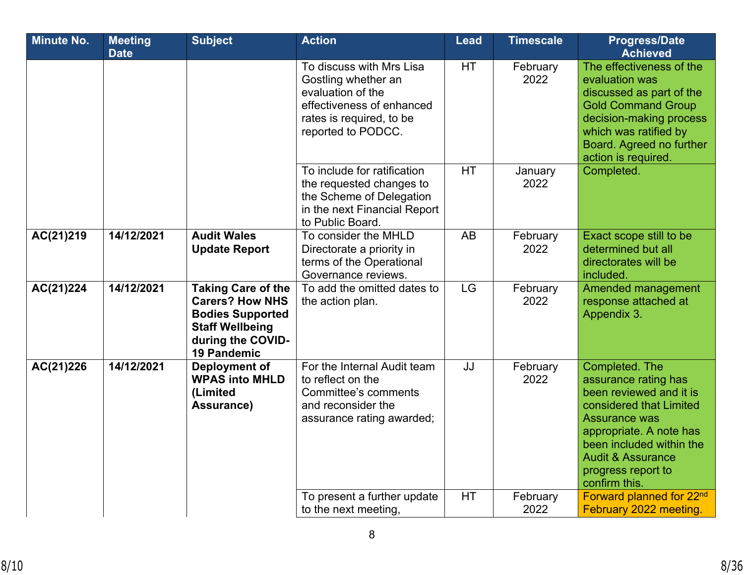| Minute No. | Meeting Date | Subject | Action | Lead | Timescale | Progress/Date Achieved |
|---|---|---|---|---|---|---|
| | | | To discuss with Mrs Lisa Gostling whether an evaluation of the effectiveness of enhanced rates is required, to be reported to PODCC. | HT | February 2022 | The effectiveness of the evaluation was discussed as part of the Gold Command Group decision-making process which was ratified by Board. Agreed no further action is required. |
| | | | To include for ratification the requested changes to the Scheme of Delegation in the next Financial Report to Public Board. | HT | January 2022 | Completed. |
| **AC(21)219** | **14/12/2021** | **Audit Wales Update Report** | To consider the MHLD Directorate a priority in terms of the Operational Governance reviews. | AB | February 2022 | Exact scope still to be determined but all directorates will be included. |
| **AC(21)224** | **14/12/2021** | **Taking Care of the Carers? How NHS Bodies Supported Staff Wellbeing during the COVID-19 Pandemic** | To add the omitted dates to the action plan. | LG | February 2022 | Amended management response attached at Appendix 3. |
| **AC(21)226** | **14/12/2021** | **Deployment of WPAS into MHLD (Limited Assurance)** | For the Internal Audit team to reflect on the Committee's comments and reconsider the assurance rating awarded; | JJ | February 2022 | Completed. The assurance rating has been reviewed and it is considered that Limited Assurance was appropriate. A note has been included within the Audit & Assurance progress report to confirm this. |
| | | | To present a further update to the next meeting, | HT | February 2022 | Forward planned for 22nd February 2022 meeting. |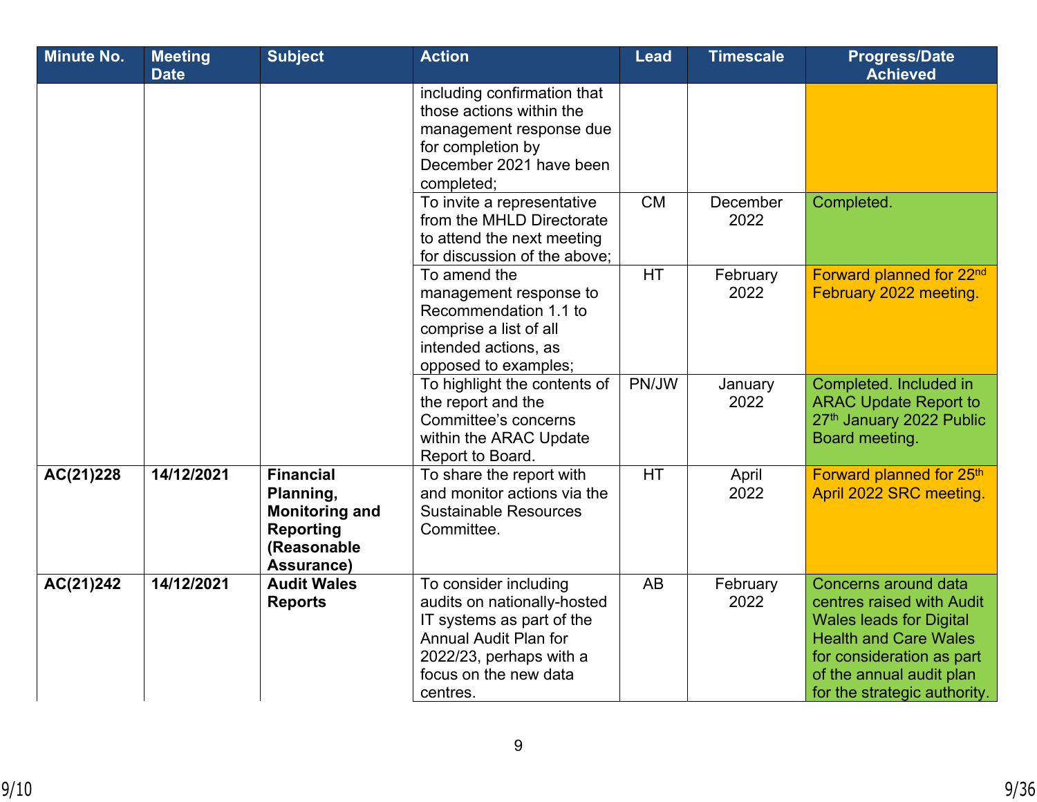| Minute No. | Meeting Date | Subject | Action | Lead | Timescale | Progress/Date Achieved |
|---|---|---|---|---|---|---|
| | | | including confirmation that those actions within the management response due for completion by December 2021 have been completed; | | | |
| | | | To invite a representative from the MHLD Directorate to attend the next meeting for discussion of the above; | CM | December 2022 | Completed. |
| | | | To amend the management response to Recommendation 1.1 to comprise a list of all intended actions, as opposed to examples; | HT | February 2022 | Forward planned for 22nd February 2022 meeting. |
| | | | To highlight the contents of the report and the Committee's concerns within the ARAC Update Report to Board. | PN/JW | January 2022 | Completed. Included in ARAC Update Report to 27th January 2022 Public Board meeting. |
| **AC(21)228** | **14/12/2021** | **Financial Planning, Monitoring and Reporting (Reasonable Assurance)** | To share the report with and monitor actions via the Sustainable Resources Committee. | HT | April 2022 | Forward planned for 25th April 2022 SRC meeting. |
| **AC(21)242** | **14/12/2021** | **Audit Wales Reports** | To consider including audits on nationally-hosted IT systems as part of the Annual Audit Plan for 2022/23, perhaps with a focus on the new data centres. | AB | February 2022 | Concerns around data centres raised with Audit Wales leads for Digital Health and Care Wales for consideration as part of the annual audit plan for the strategic authority. |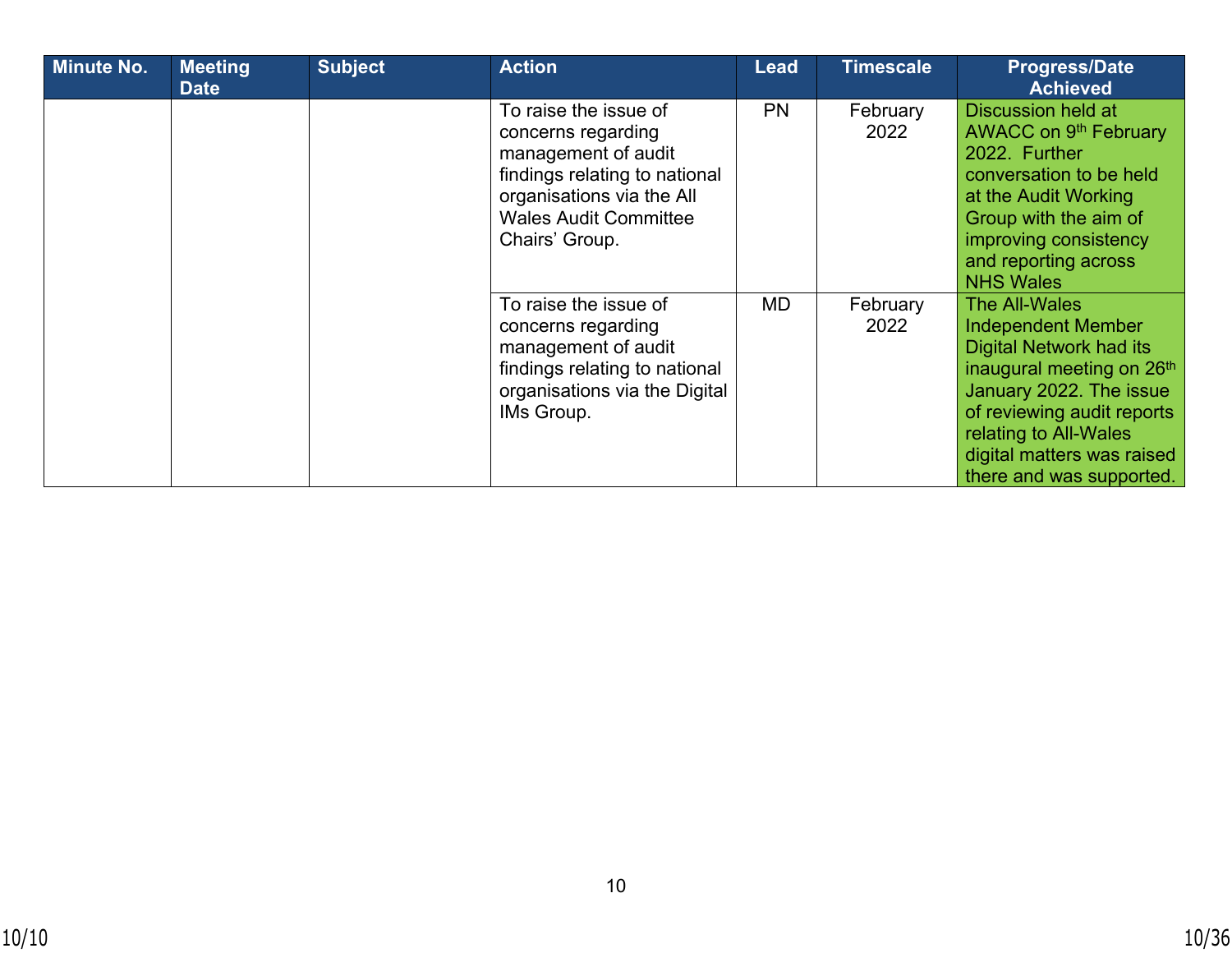| Minute No. | Meeting Date | Subject | Action | Lead | Timescale | Progress/Date Achieved |
|---|---|---|---|---|---|---|
| | | | To raise the issue of concerns regarding management of audit findings relating to national organisations via the All Wales Audit Committee Chairs' Group. | PN | February 2022 | Discussion held at AWACC on 9th February 2022. Further conversation to be held at the Audit Working Group with the aim of improving consistency and reporting across NHS Wales |
| | | | To raise the issue of concerns regarding management of audit findings relating to national organisations via the Digital IMs Group. | MD | February 2022 | The All-Wales Independent Member Digital Network had its inaugural meeting on 26th January 2022. The issue of reviewing audit reports relating to All-Wales digital matters was raised there and was supported. |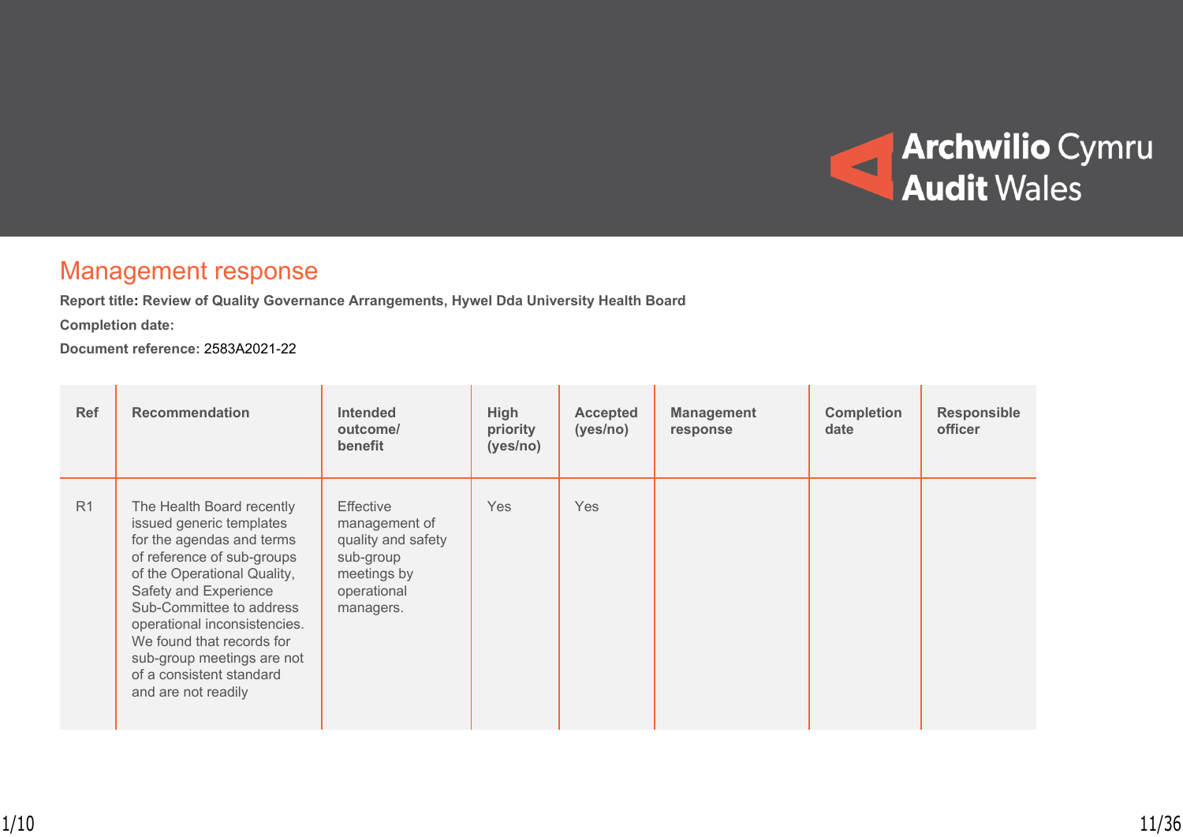## Management response

**Report title: Review of Quality Governance Arrangements, Hywel Dda University Health Board**

**Completion date:**

**Document reference:** 2583A2021-22

| Ref | Recommendation | Intended outcome/ benefit | High priority (yes/no) | Accepted (yes/no) | Management response | Completion date | Responsible officer |
|---|---|---|---|---|---|---|---|
| R1 | The Health Board recently issued generic templates for the agendas and terms of reference of sub-groups of the Operational Quality, Safety and Experience Sub-Committee to address operational inconsistencies. We found that records for sub-group meetings are not of a consistent standard and are not readily | Effective management of quality and safety sub-group meetings by operational managers. | Yes | Yes | | | |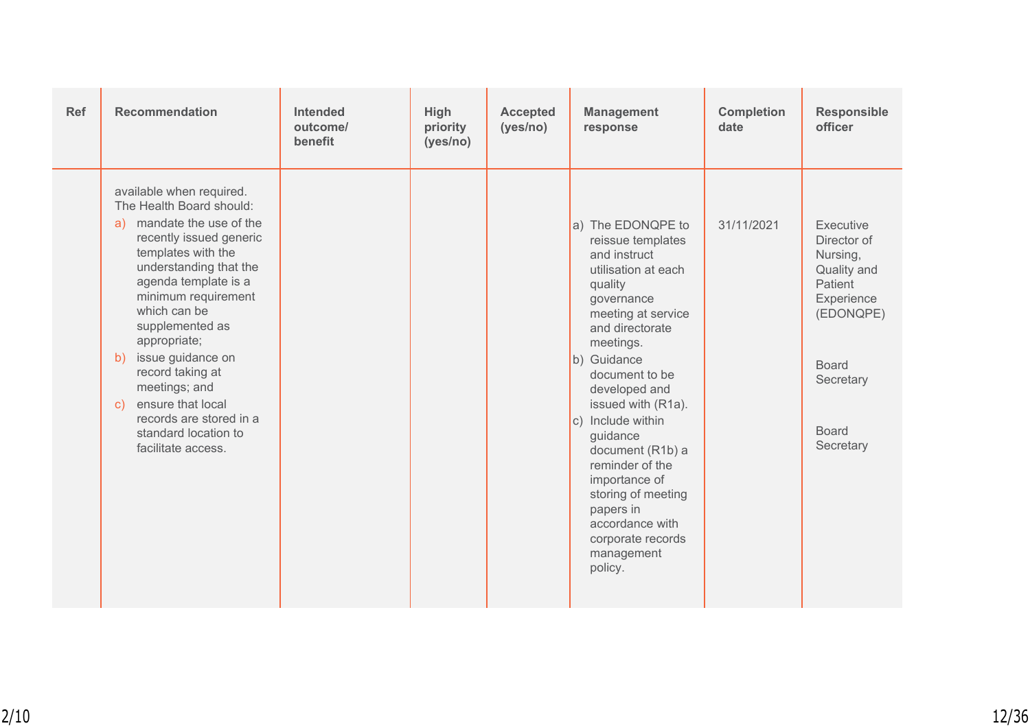| Ref | Recommendation | Intended outcome/ benefit | High priority (yes/no) | Accepted (yes/no) | Management response | Completion date | Responsible officer |
|---|---|---|---|---|---|---|---|
| | available when required. The Health Board should:<br>a) mandate the use of the recently issued generic templates with the understanding that the agenda template is a minimum requirement which can be supplemented as appropriate;<br>b) issue guidance on record taking at meetings; and<br>c) ensure that local records are stored in a standard location to facilitate access. | | | | a) The EDONQPE to reissue templates and instruct utilisation at each quality governance meeting at service and directorate meetings.<br>b) Guidance document to be developed and issued with (R1a).<br>c) Include within guidance document (R1b) a reminder of the importance of storing of meeting papers in accordance with corporate records management policy. | 31/11/2021 | Executive Director of Nursing, Quality and Patient Experience (EDONQPE)<br><br>Board Secretary<br><br>Board Secretary |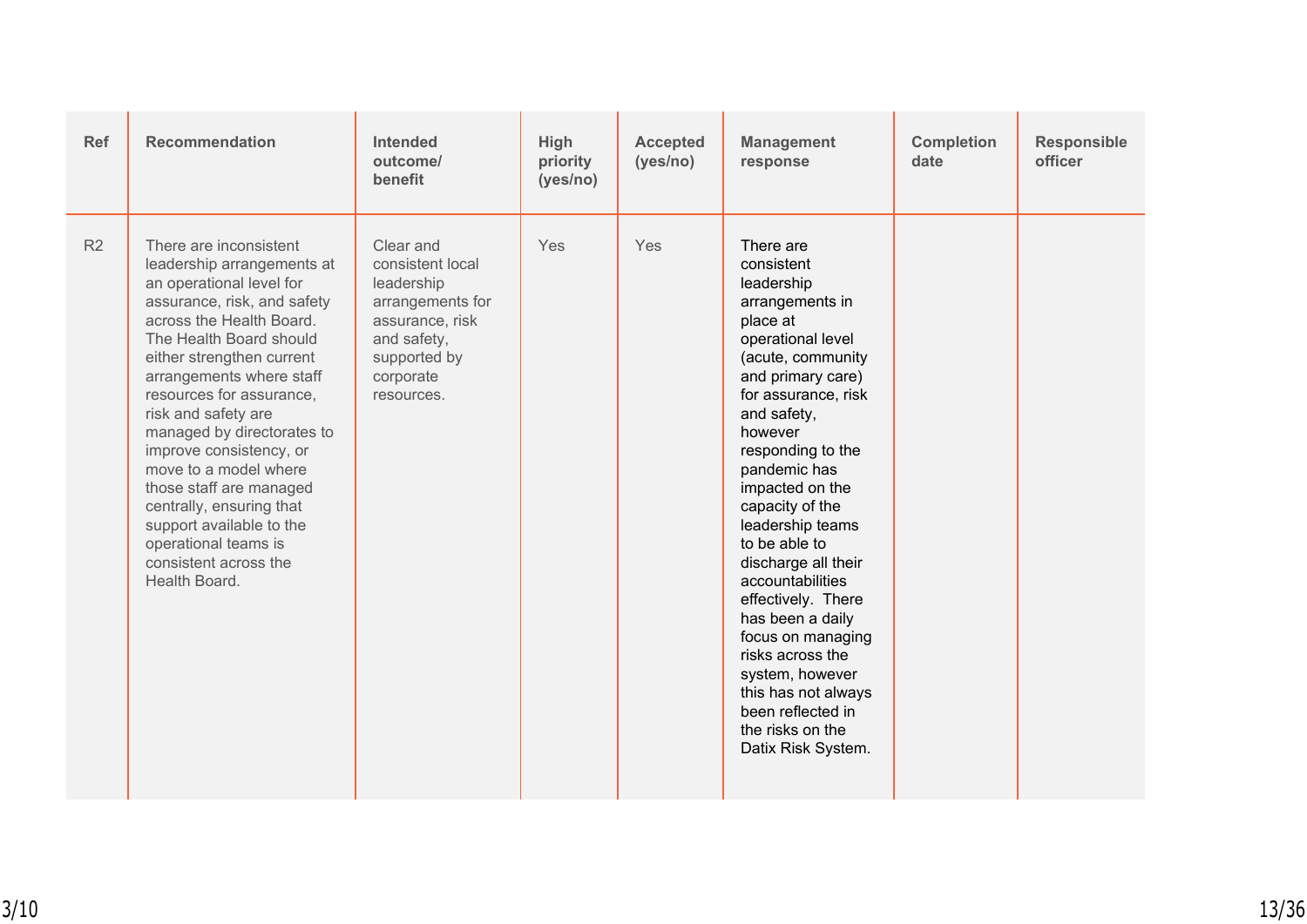| Ref | Recommendation | Intended outcome/ benefit | High priority (yes/no) | Accepted (yes/no) | Management response | Completion date | Responsible officer |
|---|---|---|---|---|---|---|---|
| R2 | There are inconsistent leadership arrangements at an operational level for assurance, risk, and safety across the Health Board. The Health Board should either strengthen current arrangements where staff resources for assurance, risk and safety are managed by directorates to improve consistency, or move to a model where those staff are managed centrally, ensuring that support available to the operational teams is consistent across the Health Board. | Clear and consistent local leadership arrangements for assurance, risk and safety, supported by corporate resources. | Yes | Yes | There are consistent leadership arrangements in place at operational level (acute, community and primary care) for resources for assurance, risk and safety, however responding to the pandemic has impacted on the capacity of the leadership teams to be able to discharge all their accountabilities effectively. There has been a daily focus on managing risks across the system, however this has not always been reflected in the risks on the Datix Risk System. | | |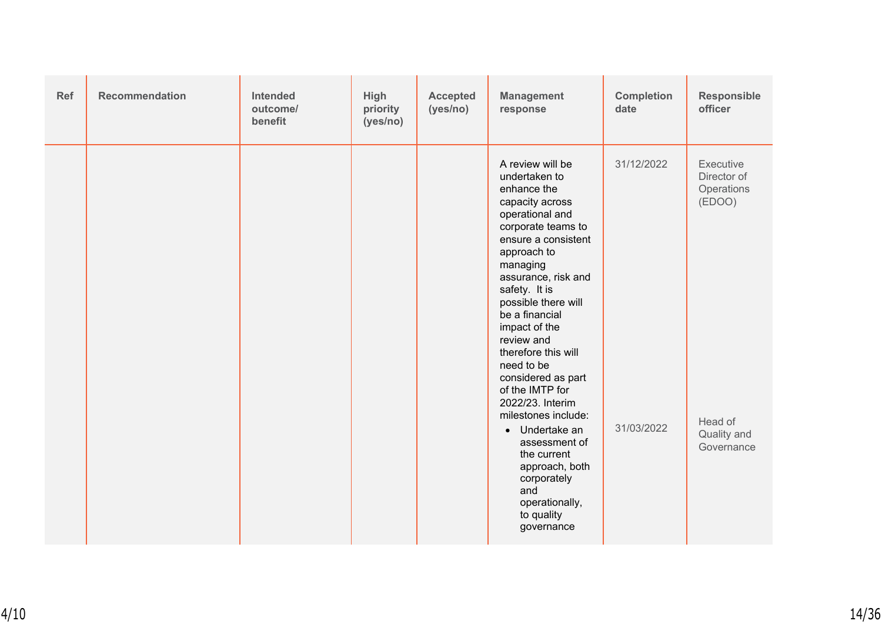| Ref | Recommendation | Intended outcome/ benefit | High priority (yes/no) | Accepted (yes/no) | Management response | Completion date | Responsible officer |
|---|---|---|---|---|---|---|---|
| | | | | | A review will be undertaken to enhance the capacity across operational and corporate teams to ensure a consistent approach to managing assurance, risk and safety. It is possible there will be a financial impact of the review and therefore this will need to be considered as part of the IMTP for 2022/23. Interim milestones include: | 31/12/2022 | Executive Director of Operations (EDOO) |
| | | | | | • Undertake an assessment of the current approach, both corporately and operationally, to quality governance | 31/03/2022 | Head of Quality and Governance |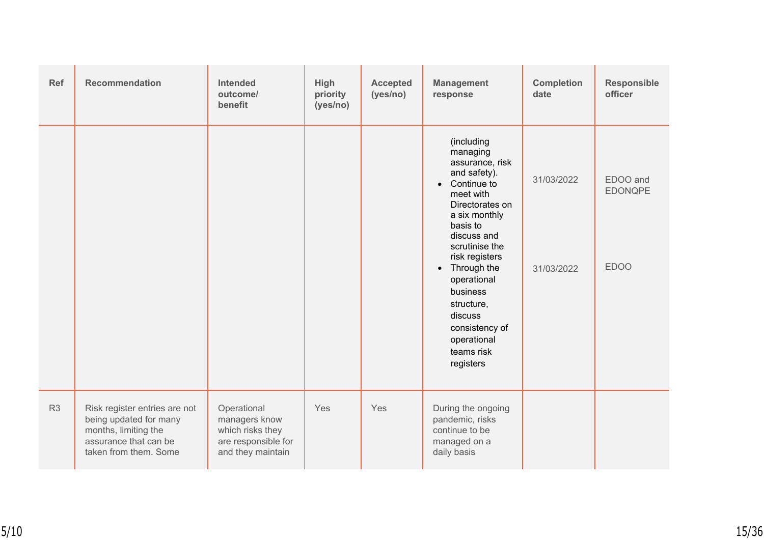| Ref | Recommendation | Intended outcome/ benefit | High priority (yes/no) | Accepted (yes/no) | Management response | Completion date | Responsible officer |
|---|---|---|---|---|---|---|---|
| | | | | | (including managing assurance, risk and safety).<br>• Continue to meet with Directorates on a six monthly basis to discuss and scrutinise the risk registers<br>• Through the operational business structure, discuss consistency of operational teams risk registers | 31/03/2022<br><br>31/03/2022 | EDOO and EDONQPE<br><br>EDOO |
| R3 | Risk register entries are not being updated for many months, limiting the assurance that can be taken from them. Some | Operational managers know which risks they are responsible for and they maintain | Yes | Yes | During the ongoing pandemic, risks continue to be managed on a daily basis | | |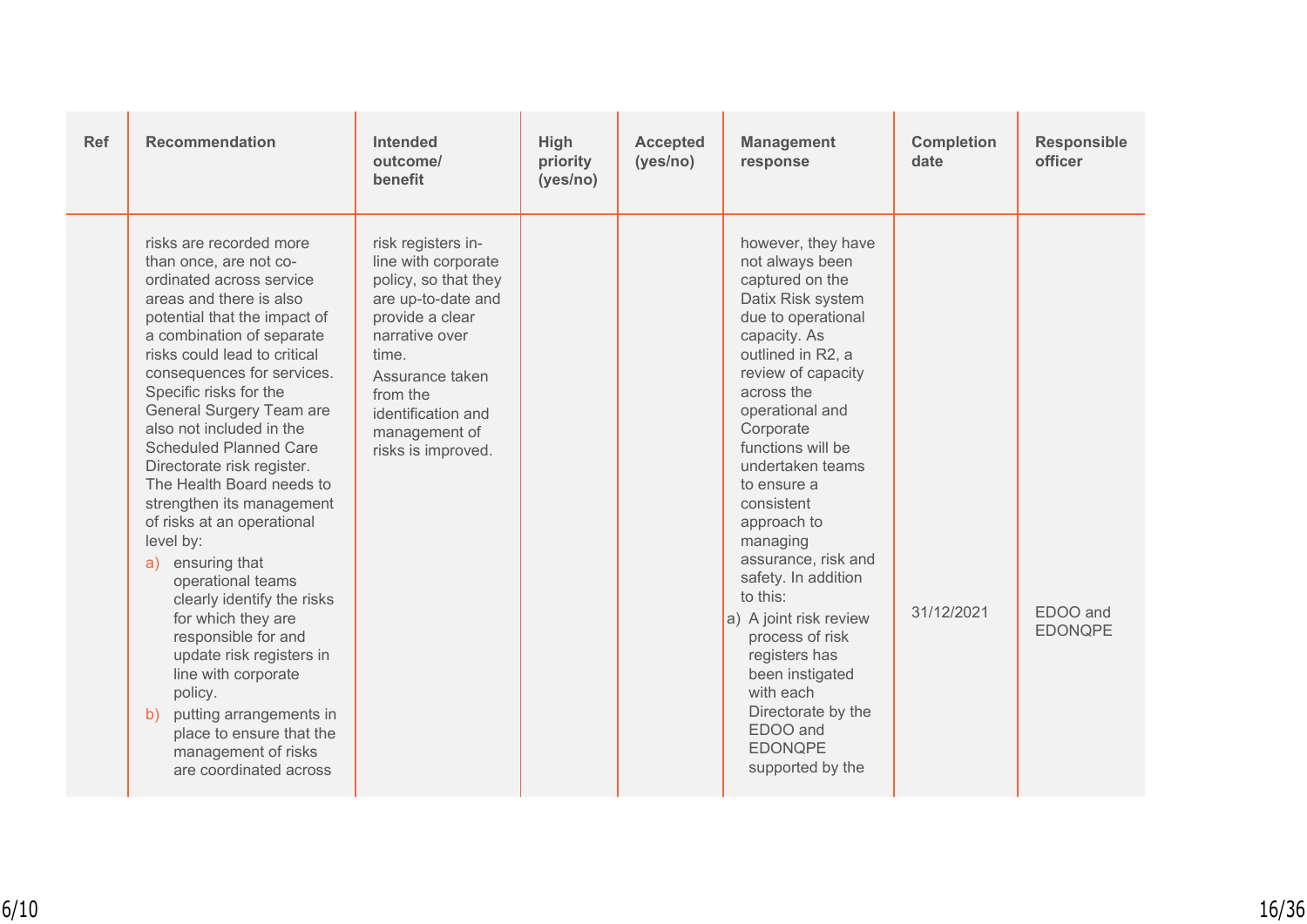| Ref | Recommendation | Intended outcome/ benefit | High priority (yes/no) | Accepted (yes/no) | Management response | Completion date | Responsible officer |
|---|---|---|---|---|---|---|---|
| | risks are recorded more than once, are not co-ordinated across service areas and there is also potential that the impact of a combination of separate risks could lead to critical consequences for services. Specific risks for the General Surgery Team are also not included in the Scheduled Planned Care Directorate risk register. The Health Board needs to strengthen its management of risks at an operational level by:<br>a) ensuring that operational teams clearly identify the risks for which they are responsible for and update risk registers in line with corporate policy.<br>b) putting arrangements in place to ensure that the management of risks are coordinated across | risk registers in-line with corporate policy, so that they are up-to-date and provide a clear narrative over time.<br>Assurance taken from the identification and management of risks is improved. | | | however, they have not always been captured on the Datix Risk system due to operational capacity. As outlined in R2, a review of capacity across the operational and Corporate functions will be undertaken teams to ensure a consistent approach to managing assurance, risk and safety. In addition to this:<br>a) A joint risk review process of risk registers has been instigated with each Directorate by the EDOO and EDONQPE supported by the | 31/12/2021 | EDOO and EDONQPE |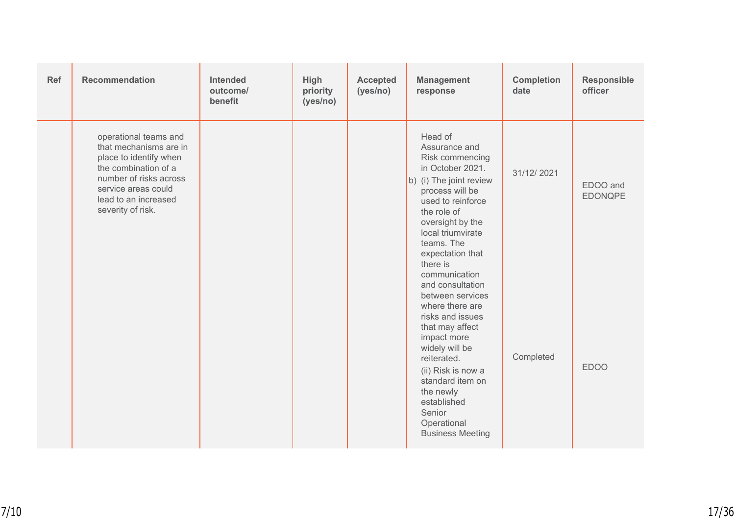| Ref | Recommendation | Intended outcome/ benefit | High priority (yes/no) | Accepted (yes/no) | Management response | Completion date | Responsible officer |
|---|---|---|---|---|---|---|---|
| | operational teams and that mechanisms are in place to identify when the combination of a number of risks across service areas could lead to an increased severity of risk. | | | | Head of Assurance and Risk commencing in October 2021. | | |
| | | | | | b) (i) The joint review process will be used to reinforce the role of oversight by the local triumvirate teams. The expectation that there is communication and consultation between services where there are risks and issues that may affect impact more widely will be reiterated. | 31/12/ 2021 | EDOO and EDONQPE |
| | | | | | (ii) Risk is now a standard item on the newly established Senior Operational Business Meeting | Completed | EDOO |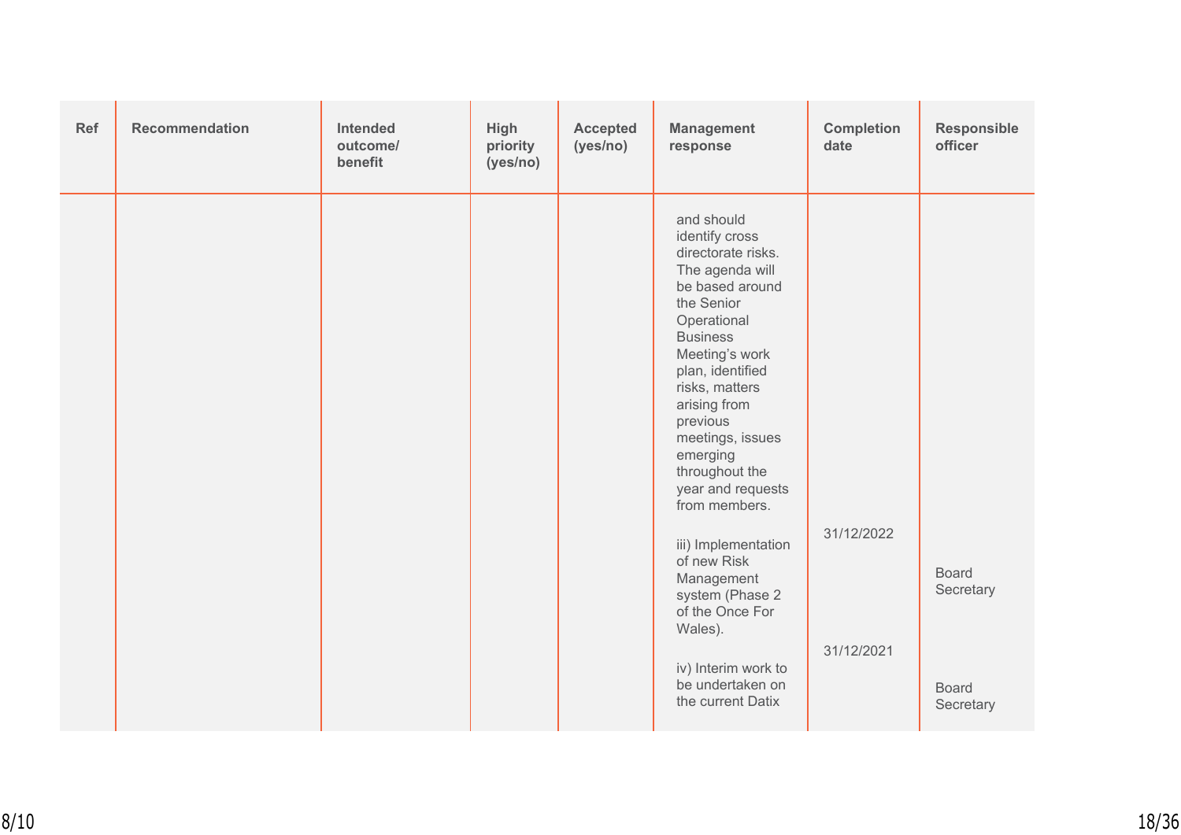| Ref | Recommendation | Intended outcome/ benefit | High priority (yes/no) | Accepted (yes/no) | Management response | Completion date | Responsible officer |
|---|---|---|---|---|---|---|---|
| | | | | | and should identify cross directorate risks. The agenda will be based around the Senior Operational Business Meeting's work plan, identified risks, matters arising from previous meetings, issues emerging throughout the year and requests from members. | | |
| | | | | | iii) Implementation of new Risk Management system (Phase 2 of the Once For Wales). | 31/12/2022 | Board Secretary |
| | | | | | iv) Interim work to be undertaken on the current Datix | 31/12/2021 | Board Secretary |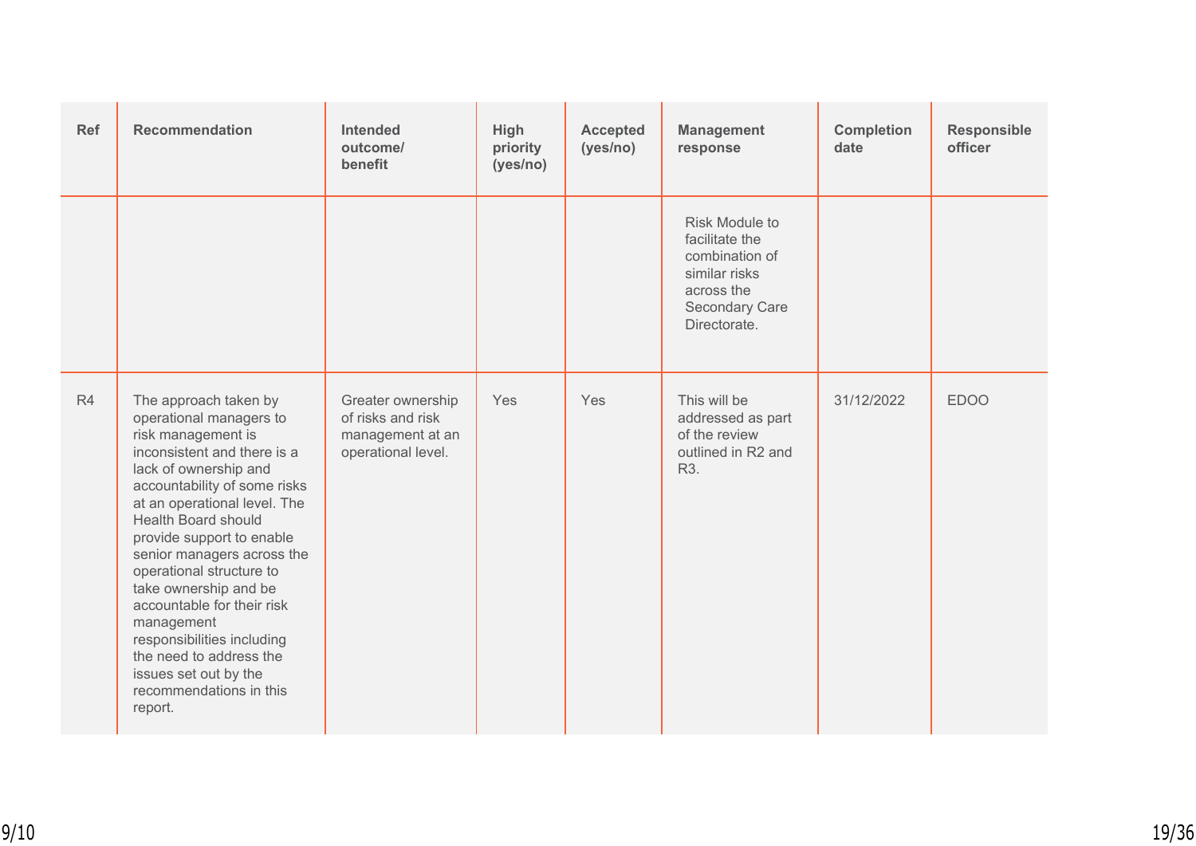| Ref | Recommendation | Intended outcome/ benefit | High priority (yes/no) | Accepted (yes/no) | Management response | Completion date | Responsible officer |
|---|---|---|---|---|---|---|---|
| | | | | | Risk Module to facilitate the combination of similar risks across the Secondary Care Directorate. | | |
| R4 | The approach taken by operational managers to risk management is inconsistent and there is a lack of ownership and accountability of some risks at an operational level. The Health Board should provide support to enable senior managers across the operational structure to take ownership and be accountable for their risk management responsibilities including the need to address the issues set out by the recommendations in this report. | Greater ownership of risks and risk management at an operational level. | Yes | Yes | This will be addressed as part of the review outlined in R2 and R3. | 31/12/2022 | EDOO |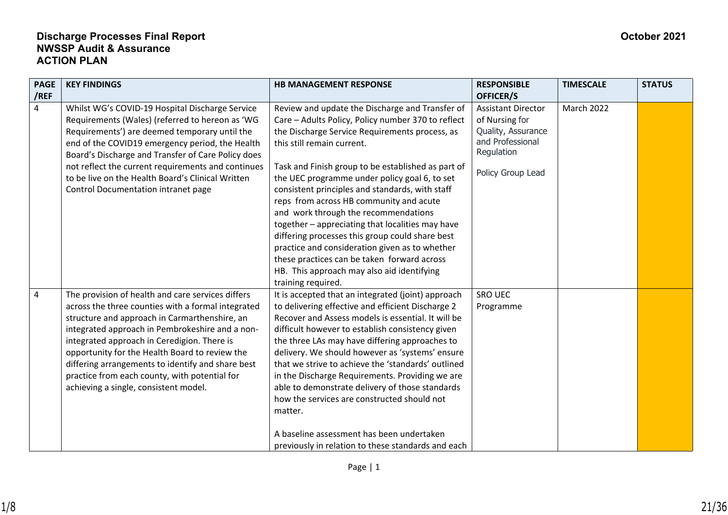**Discharge Processes Final Report**
**NWSSP Audit & Assurance**
**ACTION PLAN**

October 2021

| PAGE /REF | KEY FINDINGS | HB MANAGEMENT RESPONSE | RESPONSIBLE OFFICER/S | TIMESCALE | STATUS |
|---|---|---|---|---|---|
| 4 | Whilst WG's COVID-19 Hospital Discharge Service Requirements (Wales) (referred to hereon as 'WG Requirements') are deemed temporary until the end of the COVID19 emergency period, the Health Board's Discharge and Transfer of Care Policy does not reflect the current requirements and continues to be live on the Health Board's Clinical Written Control Documentation intranet page | Review and update the Discharge and Transfer of Care – Adults Policy, Policy number 370 to reflect the Discharge Service Requirements process, as this still remain current.<br><br>Task and Finish group to be established as part of the UEC programme under policy goal 6, to set consistent principles and standards, with staff reps from across HB community and acute and work through the recommendations together – appreciating that localities may have differing processes this group could share best practice and consideration given as to whether these practices can be taken forward across HB. This approach may also aid identifying training required. | Assistant Director of Nursing for Quality, Assurance and Professional Regulation<br><br>Policy Group Lead | March 2022 | |
| 4 | The provision of health and care services differs across the three counties with a formal integrated structure and approach in Carmarthenshire, an integrated approach in Pembrokeshire and a non-integrated approach in Ceredigion. There is opportunity for the Health Board to review the differing arrangements to identify and share best practice from each county, with potential for achieving a single, consistent model. | It is accepted that an integrated (joint) approach to delivering effective and efficient Discharge 2 Recover and Assess models is essential. It will be difficult however to establish consistency given the three LAs may have differing approaches to delivery. We should however as 'systems' ensure that we strive to achieve the 'standards' outlined in the Discharge Requirements. Providing we are able to demonstrate delivery of those standards how the services are constructed should not matter.<br><br>A baseline assessment has been undertaken previously in relation to these standards and each | SRO UEC Programme | | |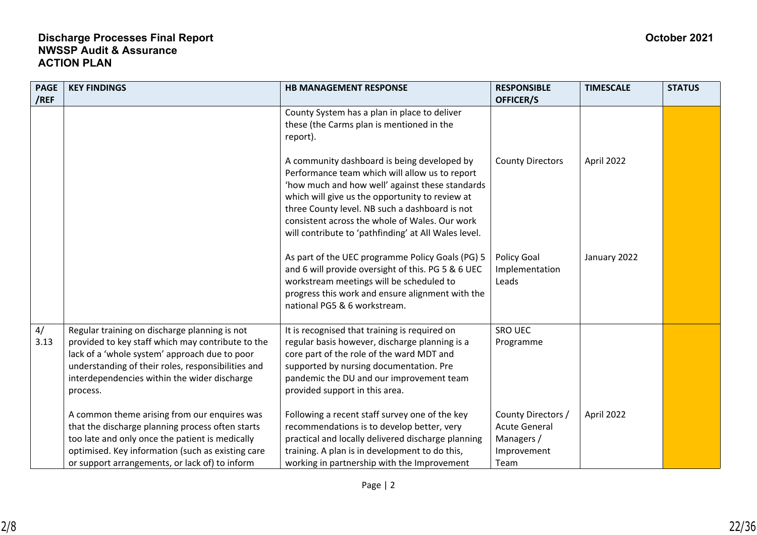**Discharge Processes Final Report**
**NWSSP Audit & Assurance**
**ACTION PLAN**

**October 2021**

| PAGE /REF | KEY FINDINGS | HB MANAGEMENT RESPONSE | RESPONSIBLE OFFICER/S | TIMESCALE | STATUS |
|---|---|---|---|---|---|
| | | County System has a plan in place to deliver these (the Carms plan is mentioned in the report).<br><br>A community dashboard is being developed by Performance team which will allow us to report 'how much and how well' against these standards which will give us the opportunity to review at three County level. NB such a dashboard is not consistent across the whole of Wales. Our work will contribute to 'pathfinding' at All Wales level.<br><br>As part of the UEC programme Policy Goals (PG) 5 and 6 will provide oversight of this. PG 5 & 6 UEC workstream meetings will be scheduled to progress this work and ensure alignment with the national PG5 & 6 workstream. | <br><br><br>County Directors<br><br><br><br><br><br>Policy Goal Implementation Leads | <br><br><br>April 2022<br><br><br><br><br><br>January 2022 | |
| 4/ 3.13 | Regular training on discharge planning is not provided to key staff which may contribute to the lack of a 'whole system' approach due to poor understanding of their roles, responsibilities and interdependencies within the wider discharge process.<br><br>A common theme arising from our enquires was that the discharge planning process often starts too late and only once the patient is medically optimised. Key information (such as existing care or support arrangements, or lack of) to inform | It is recognised that training is required on regular basis however, discharge planning is a core part of the role of the ward MDT and supported by nursing documentation. Pre pandemic the DU and our improvement team provided support in this area.<br><br>Following a recent staff survey one of the key recommendations is to develop better, very practical and locally delivered discharge planning training. A plan is in development to do this, working in partnership with the Improvement | SRO UEC Programme<br><br><br><br><br>County Directors / Acute General Managers / Improvement Team | <br><br><br><br><br><br>April 2022 | |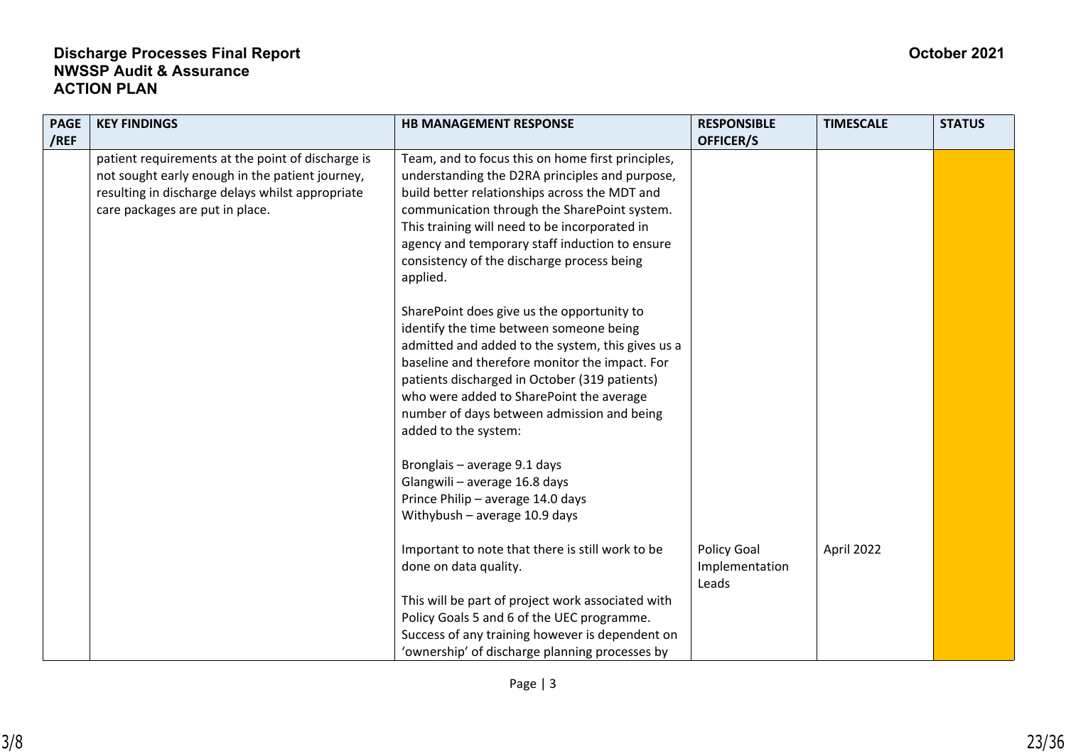**Discharge Processes Final Report**
**NWSSP Audit & Assurance**
**ACTION PLAN**

**October 2021**

| PAGE /REF | KEY FINDINGS | HB MANAGEMENT RESPONSE | RESPONSIBLE OFFICER/S | TIMESCALE | STATUS |
|---|---|---|---|---|---|
| | patient requirements at the point of discharge is not sought early enough in the patient journey, resulting in discharge delays whilst appropriate care packages are put in place. | Team, and to focus this on home first principles, understanding the D2RA principles and purpose, build better relationships across the MDT and communication through the SharePoint system. This training will need to be incorporated in agency and temporary staff induction to ensure consistency of the discharge process being applied.<br><br>SharePoint does give us the opportunity to identify the time between someone being admitted and added to the system, this gives us a baseline and therefore monitor the impact. For patients discharged in October (319 patients) who were added to SharePoint the average number of days between admission and being added to the system:<br><br>Bronglais – average 9.1 days<br>Glangwili – average 16.8 days<br>Prince Philip – average 14.0 days<br>Withybush – average 10.9 days<br><br>Important to note that there is still work to be done on data quality.<br><br>This will be part of project work associated with Policy Goals 5 and 6 of the UEC programme. Success of any training however is dependent on 'ownership' of discharge planning processes by | Policy Goal Implementation Leads | April 2022 | |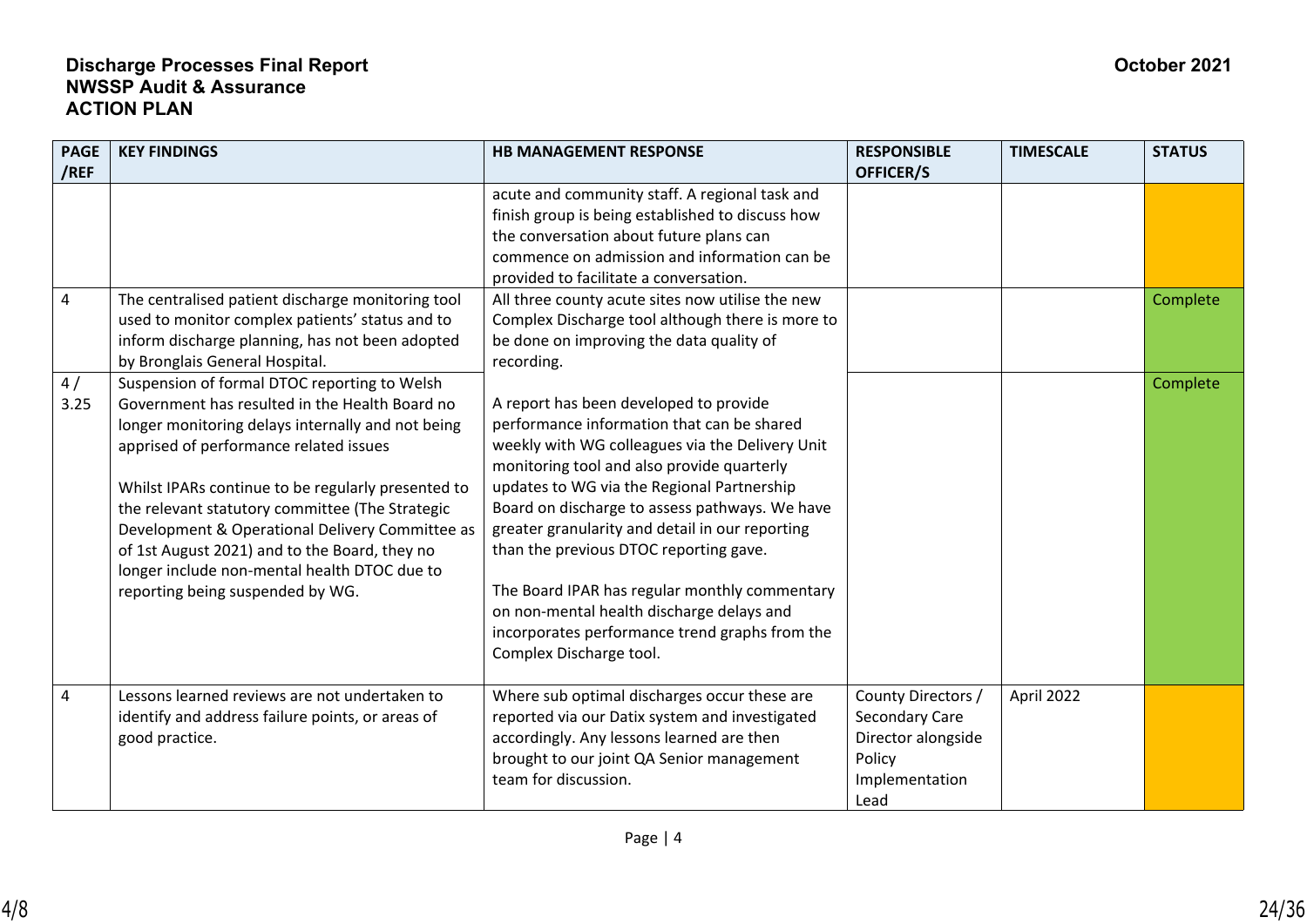**Discharge Processes Final Report**
**NWSSP Audit & Assurance**
**ACTION PLAN**

October 2021

| PAGE /REF | KEY FINDINGS | HB MANAGEMENT RESPONSE | RESPONSIBLE OFFICER/S | TIMESCALE | STATUS |
|---|---|---|---|---|---|
| | | acute and community staff. A regional task and finish group is being established to discuss how the conversation about future plans can commence on admission and information can be provided to facilitate a conversation. | | | |
| 4 | The centralised patient discharge monitoring tool used to monitor complex patients' status and to inform discharge planning, has not been adopted by Bronglais General Hospital. | All three county acute sites now utilise the new Complex Discharge tool although there is more to be done on improving the data quality of recording. | | | Complete |
| 4 / 3.25 | Suspension of formal DTOC reporting to Welsh Government has resulted in the Health Board no longer monitoring delays internally and not being apprised of performance related issues<br><br>Whilst IPARs continue to be regularly presented to the relevant statutory committee (The Strategic Development & Operational Delivery Committee as of 1st August 2021) and to the Board, they no longer include non-mental health DTOC due to reporting being suspended by WG. | A report has been developed to provide performance information that can be shared weekly with WG colleagues via the Delivery Unit monitoring tool and also provide quarterly updates to WG via the Regional Partnership Board on discharge to assess pathways. We have greater granularity and detail in our reporting than the previous DTOC reporting gave.<br><br>The Board IPAR has regular monthly commentary on non-mental health discharge delays and incorporates performance trend graphs from the Complex Discharge tool. | | | Complete |
| 4 | Lessons learned reviews are not undertaken to identify and address failure points, or areas of good practice. | Where sub optimal discharges occur these are reported via our Datix system and investigated accordingly. Any lessons learned are then brought to our joint QA Senior management team for discussion. | County Directors / Secondary Care Director alongside Policy Implementation Lead | April 2022 | |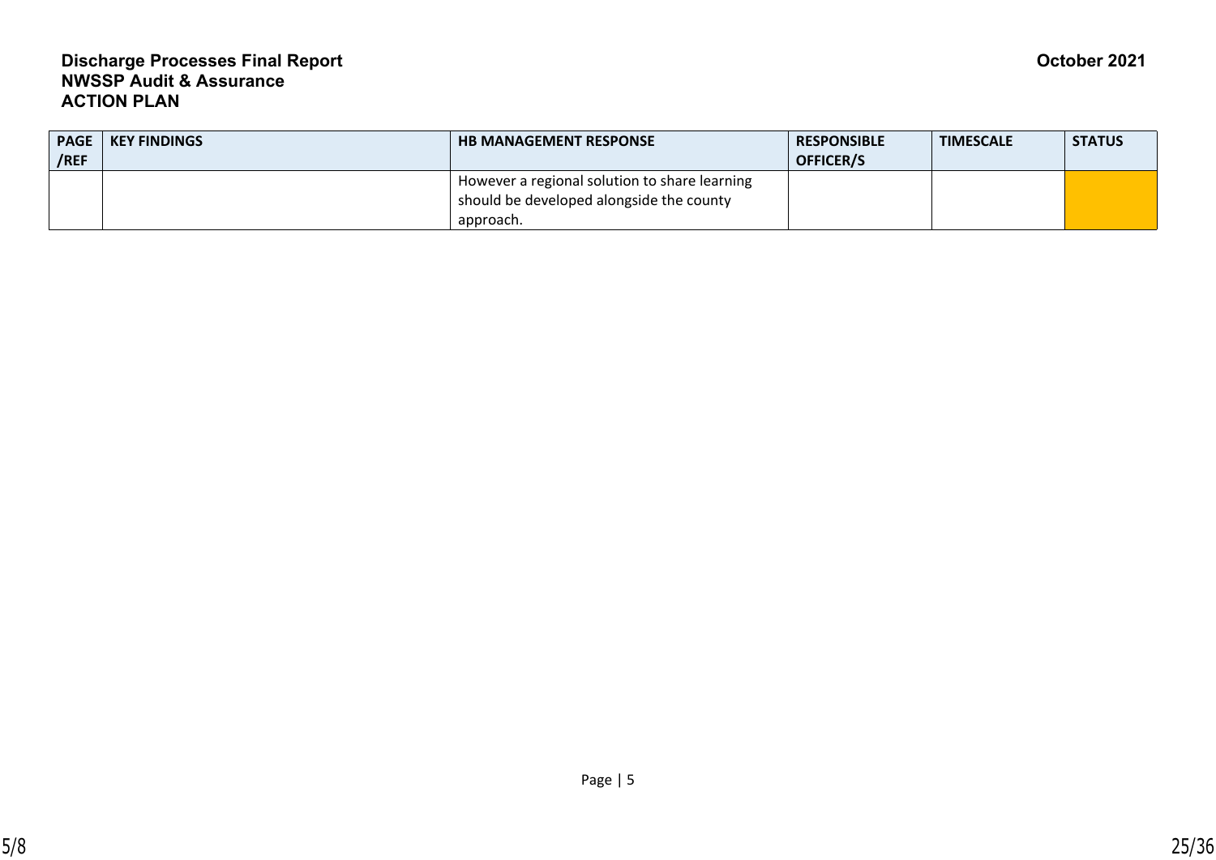**Discharge Processes Final Report**
**NWSSP Audit & Assurance**
**ACTION PLAN**

October 2021

| PAGE /REF | KEY FINDINGS | HB MANAGEMENT RESPONSE | RESPONSIBLE OFFICER/S | TIMESCALE | STATUS |
|---|---|---|---|---|---|
| | | However a regional solution to share learning should be developed alongside the county approach. | | | |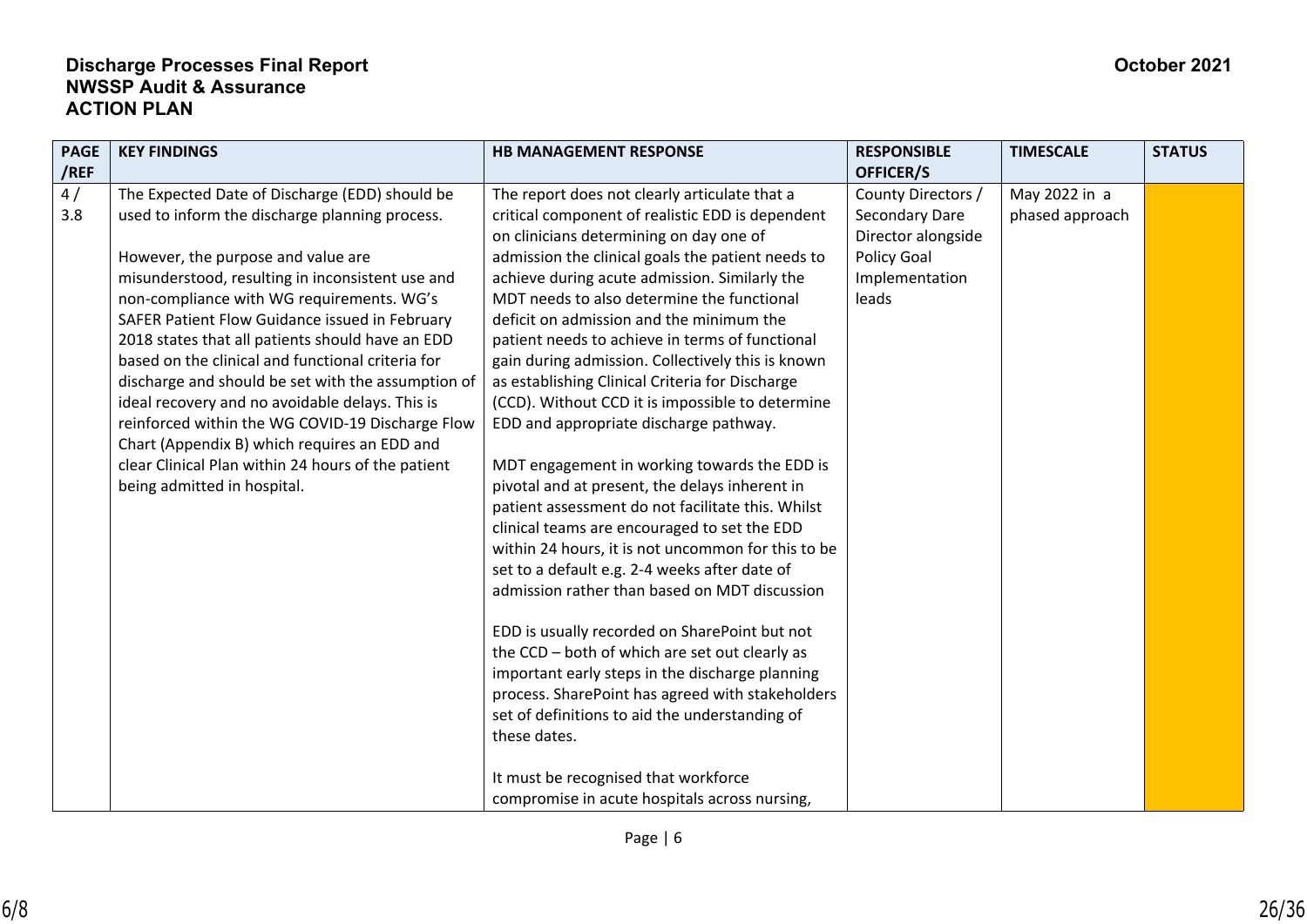**Discharge Processes Final Report**
**NWSSP Audit & Assurance**
**ACTION PLAN**

October 2021

| PAGE /REF | KEY FINDINGS | HB MANAGEMENT RESPONSE | RESPONSIBLE OFFICER/S | TIMESCALE | STATUS |
|---|---|---|---|---|---|
| 4 / 3.8 | The Expected Date of Discharge (EDD) should be used to inform the discharge planning process.<br><br>However, the purpose and value are misunderstood, resulting in inconsistent use and non-compliance with WG requirements. WG's SAFER Patient Flow Guidance issued in February 2018 states that all patients should have an EDD based on the clinical and functional criteria for discharge and should be set with the assumption of ideal recovery and no avoidable delays. This is reinforced within the WG COVID-19 Discharge Flow Chart (Appendix B) which requires an EDD and clear Clinical Plan within 24 hours of the patient being admitted in hospital. | The report does not clearly articulate that a critical component of realistic EDD is dependent on clinicians determining on day one of admission the clinical goals the patient needs to achieve during acute admission. Similarly the MDT needs to also determine the functional deficit on admission and the minimum the patient needs to achieve in terms of functional gain during admission. Collectively this is known as establishing Clinical Criteria for Discharge (CCD). Without CCD it is impossible to determine EDD and appropriate discharge pathway.<br><br>MDT engagement in working towards the EDD is pivotal and at present, the delays inherent in patient assessment do not facilitate this. Whilst clinical teams are encouraged to set the EDD within 24 hours, it is not uncommon for this to be set to a default e.g. 2-4 weeks after date of admission rather than based on MDT discussion<br><br>EDD is usually recorded on SharePoint but not the CCD – both of which are set out clearly as important early steps in the discharge planning process. SharePoint has agreed with stakeholders set of definitions to aid the understanding of these dates.<br><br>It must be recognised that workforce compromise in acute hospitals across nursing, | County Directors / Secondary Dare Director alongside Policy Goal Implementation leads | May 2022 in a phased approach | |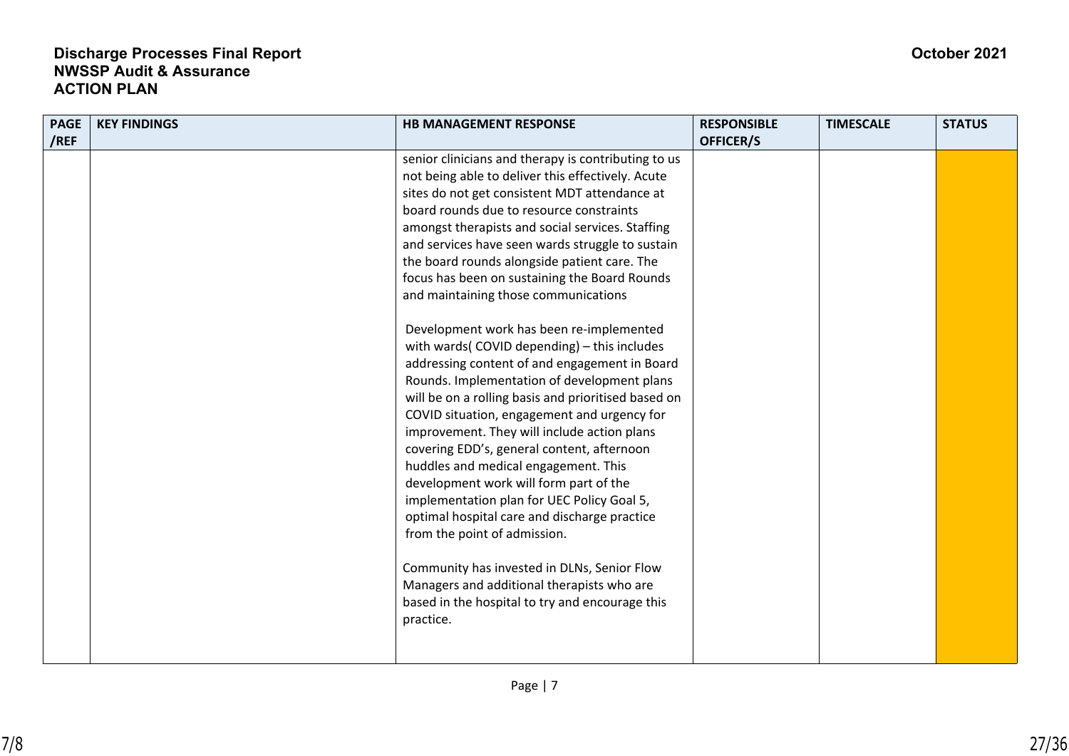| PAGE /REF | KEY FINDINGS | HB MANAGEMENT RESPONSE | RESPONSIBLE OFFICER/S | TIMESCALE | STATUS |
|---|---|---|---|---|---|
| | | senior clinicians and therapy is contributing to us not being able to deliver this effectively. Acute sites do not get consistent MDT attendance at board rounds due to resource constraints amongst therapists and social services. Staffing and services have seen wards struggle to sustain the board rounds alongside patient care. The focus has been on sustaining the Board Rounds and maintaining those communications<br><br>Development work has been re-implemented with wards( COVID depending) – this includes addressing content of and engagement in Board Rounds. Implementation of development plans will be on a rolling basis and prioritised based on COVID situation, engagement and urgency for improvement. They will include action plans covering EDD's, general content, afternoon huddles and medical engagement. This development work will form part of the implementation plan for UEC Policy Goal 5, optimal hospital care and discharge practice from the point of admission.<br><br>Community has invested in DLNs, Senior Flow Managers and additional therapists who are based in the hospital to try and encourage this practice. | | | |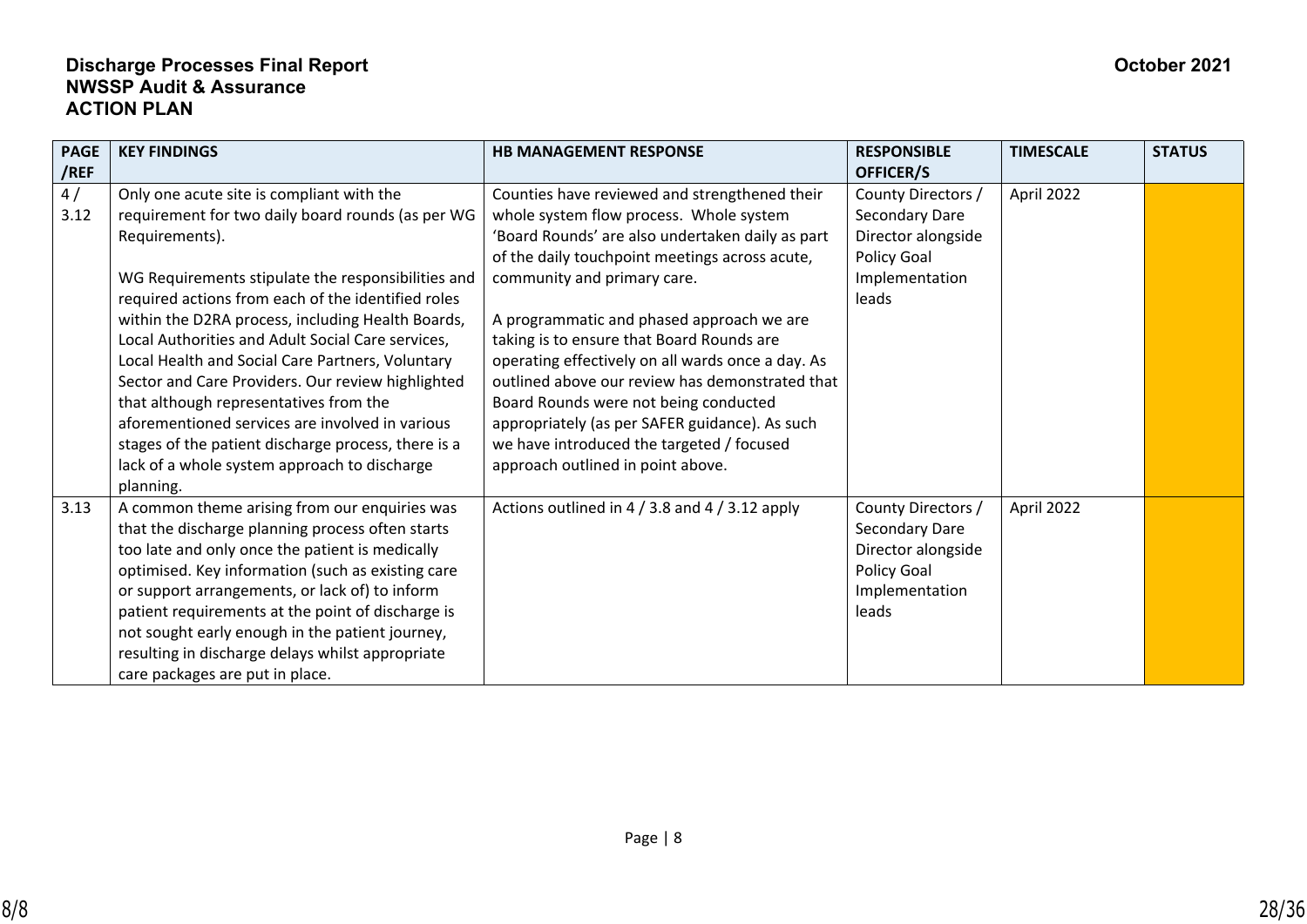**Discharge Processes Final Report** **October 2021**
**NWSSP Audit & Assurance**
**ACTION PLAN**

| PAGE /REF | KEY FINDINGS | HB MANAGEMENT RESPONSE | RESPONSIBLE OFFICER/S | TIMESCALE | STATUS |
|---|---|---|---|---|---|
| 4 / 3.12 | Only one acute site is compliant with the requirement for two daily board rounds (as per WG Requirements).<br><br>WG Requirements stipulate the responsibilities and required actions from each of the identified roles within the D2RA process, including Health Boards, Local Authorities and Adult Social Care services, Local Health and Social Care Partners, Voluntary Sector and Care Providers. Our review highlighted that although representatives from the aforementioned services are involved in various stages of the patient discharge process, there is a lack of a whole system approach to discharge planning. | Counties have reviewed and strengthened their whole system flow process. Whole system 'Board Rounds' are also undertaken daily as part of the daily touchpoint meetings across acute, community and primary care.<br><br>A programmatic and phased approach we are taking is to ensure that Board Rounds are operating effectively on all wards once a day. As outlined above our review has demonstrated that Board Rounds were not being conducted appropriately (as per SAFER guidance). As such we have introduced the targeted / focused approach outlined in point above. | County Directors / Secondary Dare Director alongside Policy Goal Implementation leads | April 2022 | |
| 3.13 | A common theme arising from our enquiries was that the discharge planning process often starts too late and only once the patient is medically optimised. Key information (such as existing care or support arrangements, or lack of) to inform patient requirements at the point of discharge is not sought early enough in the patient journey, resulting in discharge delays whilst appropriate care packages are put in place. | Actions outlined in 4 / 3.8 and 4 / 3.12 apply | County Directors / Secondary Dare Director alongside Policy Goal Implementation leads | April 2022 | |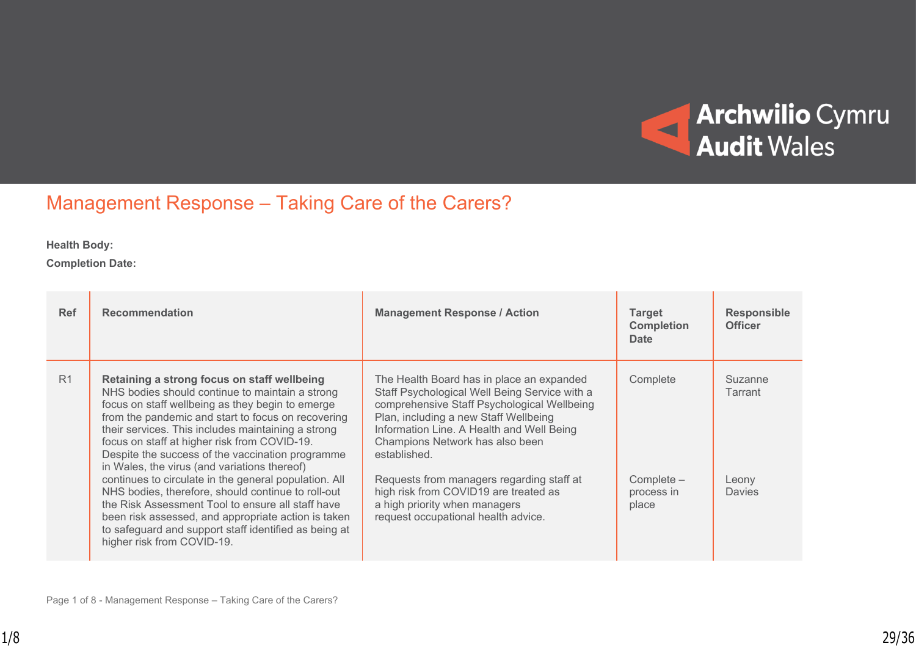# Management Response – Taking Care of the Carers?

**Health Body:**

**Completion Date:**

| Ref | Recommendation | Management Response / Action | Target Completion Date | Responsible Officer |
|---|---|---|---|---|
| R1 | **Retaining a strong focus on staff wellbeing** NHS bodies should continue to maintain a strong focus on staff wellbeing as they begin to emerge from the pandemic and start to focus on recovering their services. This includes maintaining a strong focus on staff at higher risk from COVID-19. Despite the success of the vaccination programme in Wales, the virus (and variations thereof) continues to circulate in the general population. All NHS bodies, therefore, should continue to roll-out the Risk Assessment Tool to ensure all staff have been risk assessed, and appropriate action is taken to safeguard and support staff identified as being at higher risk from COVID-19. | The Health Board has in place an expanded Staff Psychological Well Being Service with a comprehensive Staff Psychological Wellbeing Plan, including a new Staff Wellbeing Information Line. A Health and Well Being Champions Network has also been established. | Complete | Suzanne Tarrant |
| | | Requests from managers regarding staff at high risk from COVID19 are treated as a high priority when managers request occupational health advice. | Complete – process in place | Leony Davies |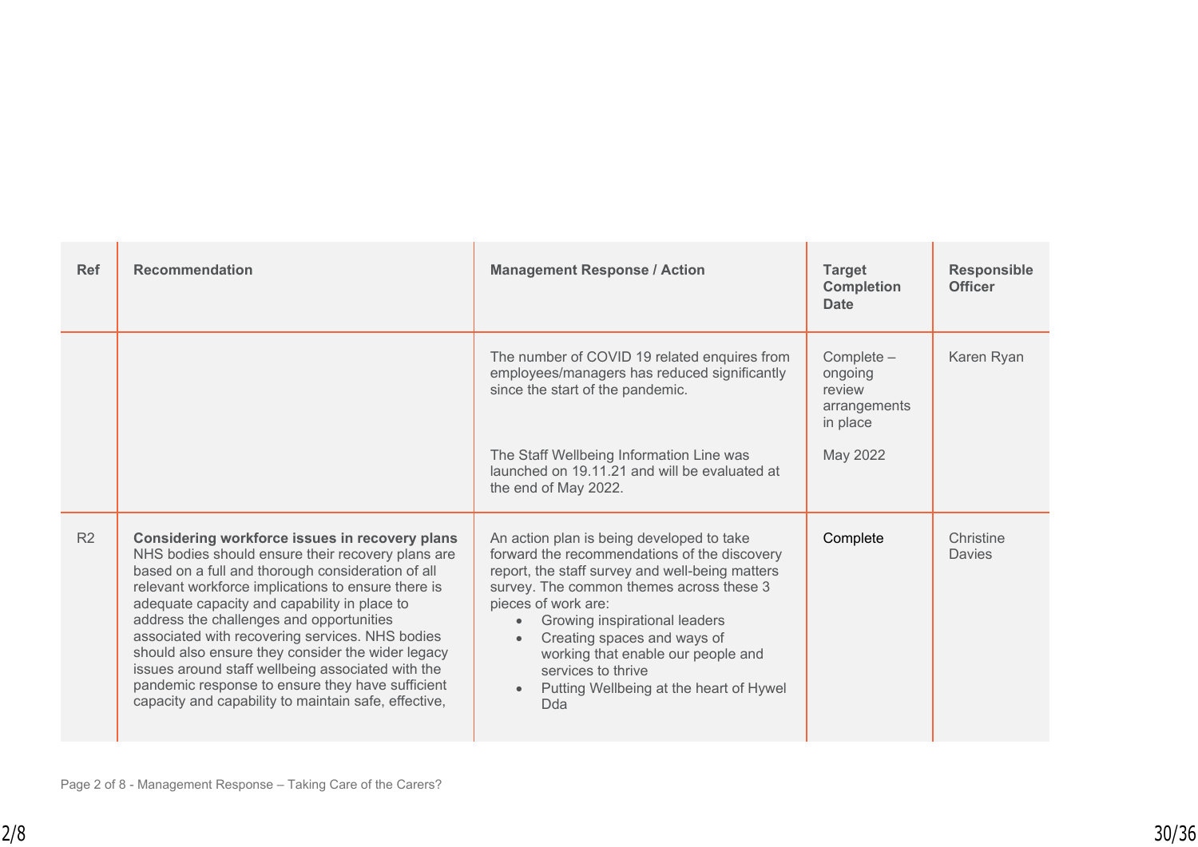| Ref | Recommendation | Management Response / Action | Target Completion Date | Responsible Officer |
|---|---|---|---|---|
| | | The number of COVID 19 related enquires from employees/managers has reduced significantly since the start of the pandemic.<br><br>The Staff Wellbeing Information Line was launched on 19.11.21 and will be evaluated at the end of May 2022. | Complete – ongoing review arrangements in place<br><br>May 2022 | Karen Ryan |
| R2 | **Considering workforce issues in recovery plans** NHS bodies should ensure their recovery plans are based on a full and thorough consideration of all relevant workforce implications to ensure there is adequate capacity and capability in place to address the challenges and opportunities associated with recovering services. NHS bodies should also ensure they consider the wider legacy issues around staff wellbeing associated with the pandemic response to ensure they have sufficient capacity and capability to maintain safe, effective, | An action plan is being developed to take forward the recommendations of the discovery report, the staff survey and well-being matters survey. The common themes across these 3 pieces of work are:<br>• Growing inspirational leaders<br>• Creating spaces and ways of working that enable our people and services to thrive<br>• Putting Wellbeing at the heart of Hywel Dda | Complete | Christine Davies |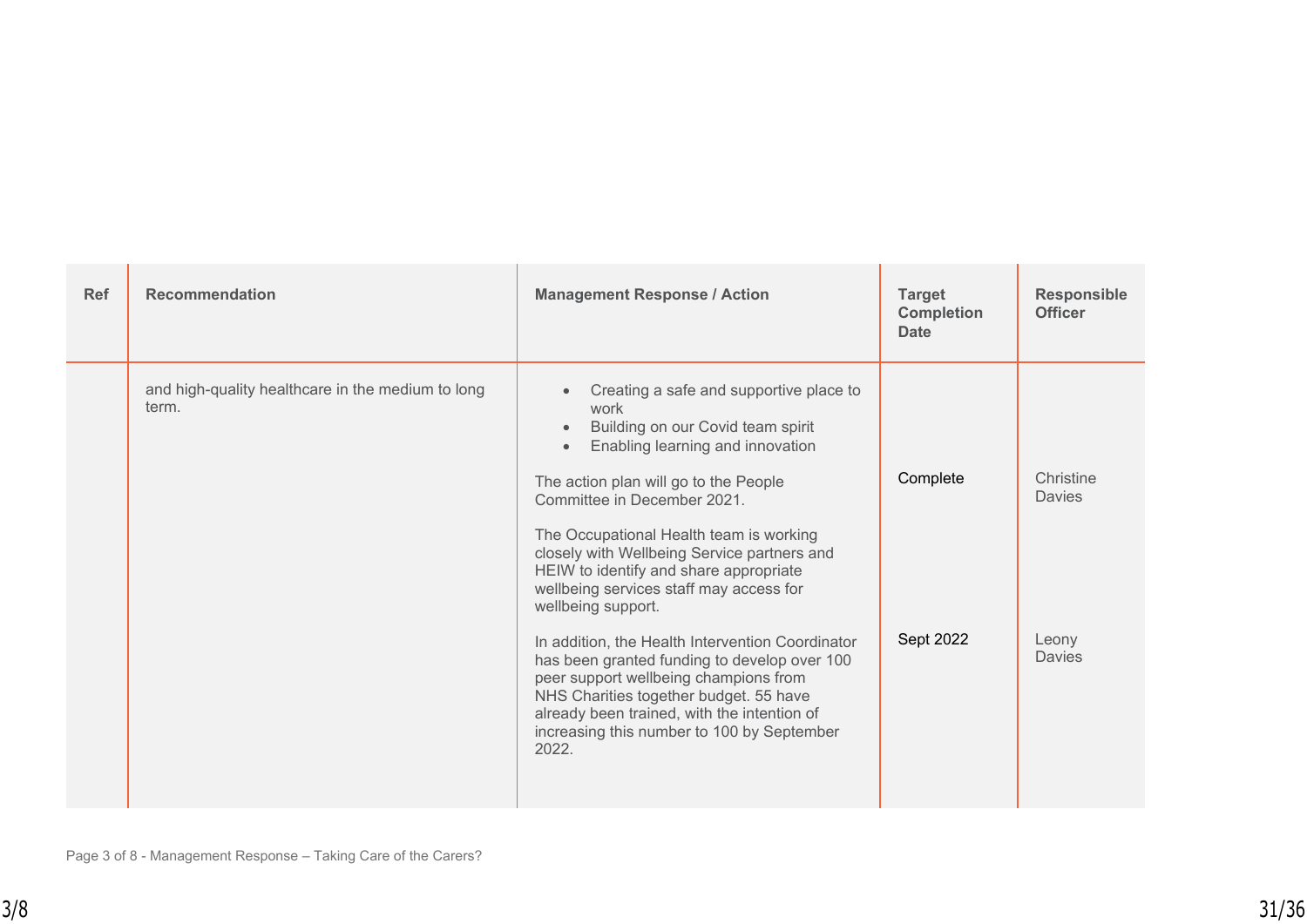| Ref | Recommendation | Management Response / Action | Target Completion Date | Responsible Officer |
|---|---|---|---|---|
| | and high-quality healthcare in the medium to long term. | • Creating a safe and supportive place to work<br>• Building on our Covid team spirit<br>• Enabling learning and innovation<br><br>The action plan will go to the People Committee in December 2021. | Complete | Christine Davies |
| | | The Occupational Health team is working closely with Wellbeing Service partners and HEIW to identify and share appropriate wellbeing services staff may access for wellbeing support.<br><br>In addition, the Health Intervention Coordinator has been granted funding to develop over 100 peer support wellbeing champions from NHS Charities together budget. 55 have already been trained, with the intention of increasing this number to 100 by September 2022. | Sept 2022 | Leony Davies |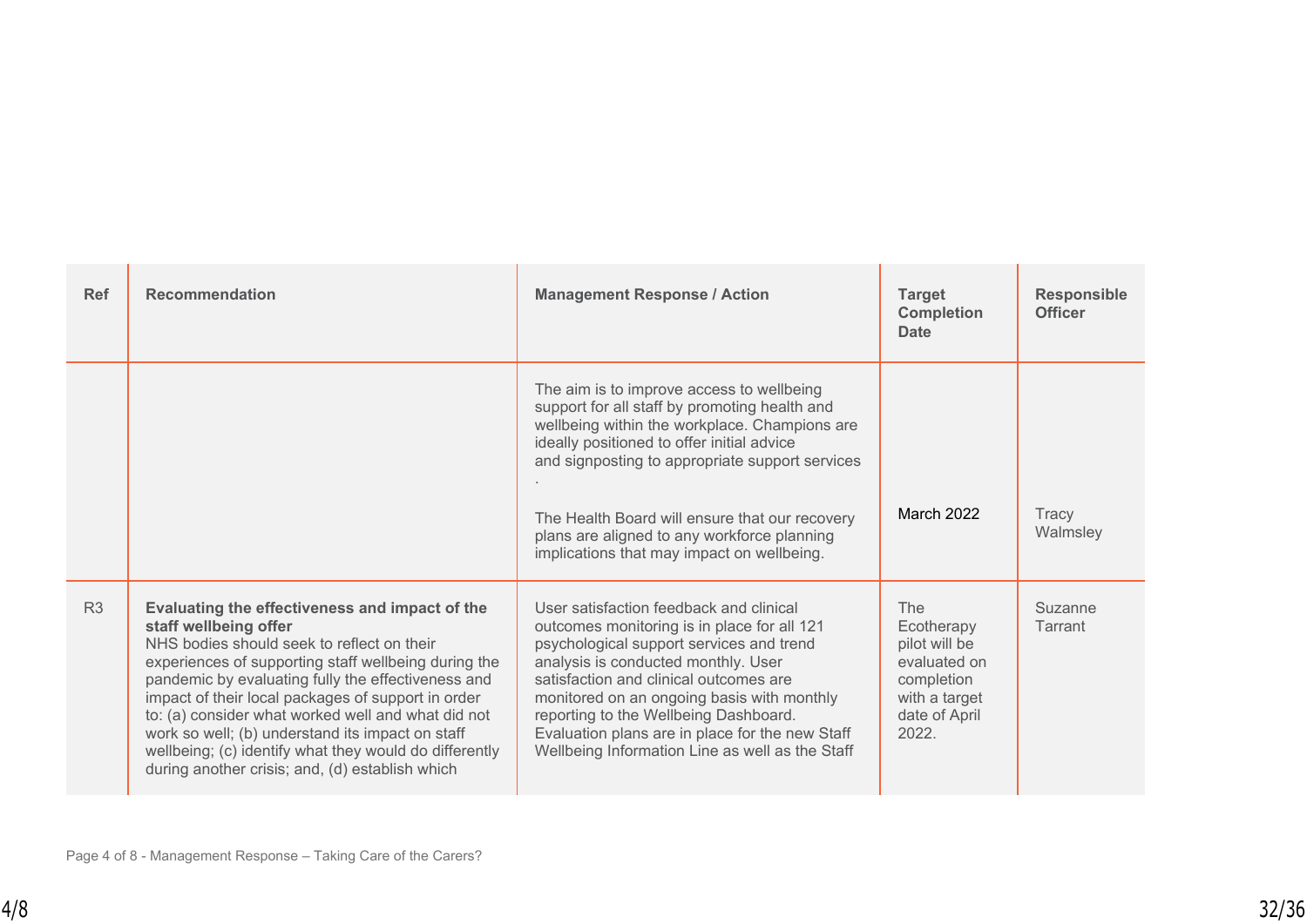| Ref | Recommendation | Management Response / Action | Target Completion Date | Responsible Officer |
|---|---|---|---|---|
| | | The aim is to improve access to wellbeing support for all staff by promoting health and wellbeing within the workplace. Champions are ideally positioned to offer initial advice and signposting to appropriate support services .<br><br>The Health Board will ensure that our recovery plans are aligned to any workforce planning implications that may impact on wellbeing. | March 2022 | Tracy Walmsley |
| R3 | **Evaluating the effectiveness and impact of the staff wellbeing offer**<br>NHS bodies should seek to reflect on their experiences of supporting staff wellbeing during the pandemic by evaluating fully the effectiveness and impact of their local packages of support in order to: (a) consider what worked well and what did not work so well; (b) understand its impact on staff wellbeing; (c) identify what they would do differently during another crisis; and, (d) establish which | User satisfaction feedback and clinical outcomes monitoring is in place for all 121 psychological support services and trend analysis is conducted monthly. User satisfaction and clinical outcomes are monitored on an ongoing basis with monthly reporting to the Wellbeing Dashboard. Evaluation plans are in place for the new Staff Wellbeing Information Line as well as the Staff | The Ecotherapy pilot will be evaluated on completion with a target date of April 2022. | Suzanne Tarrant |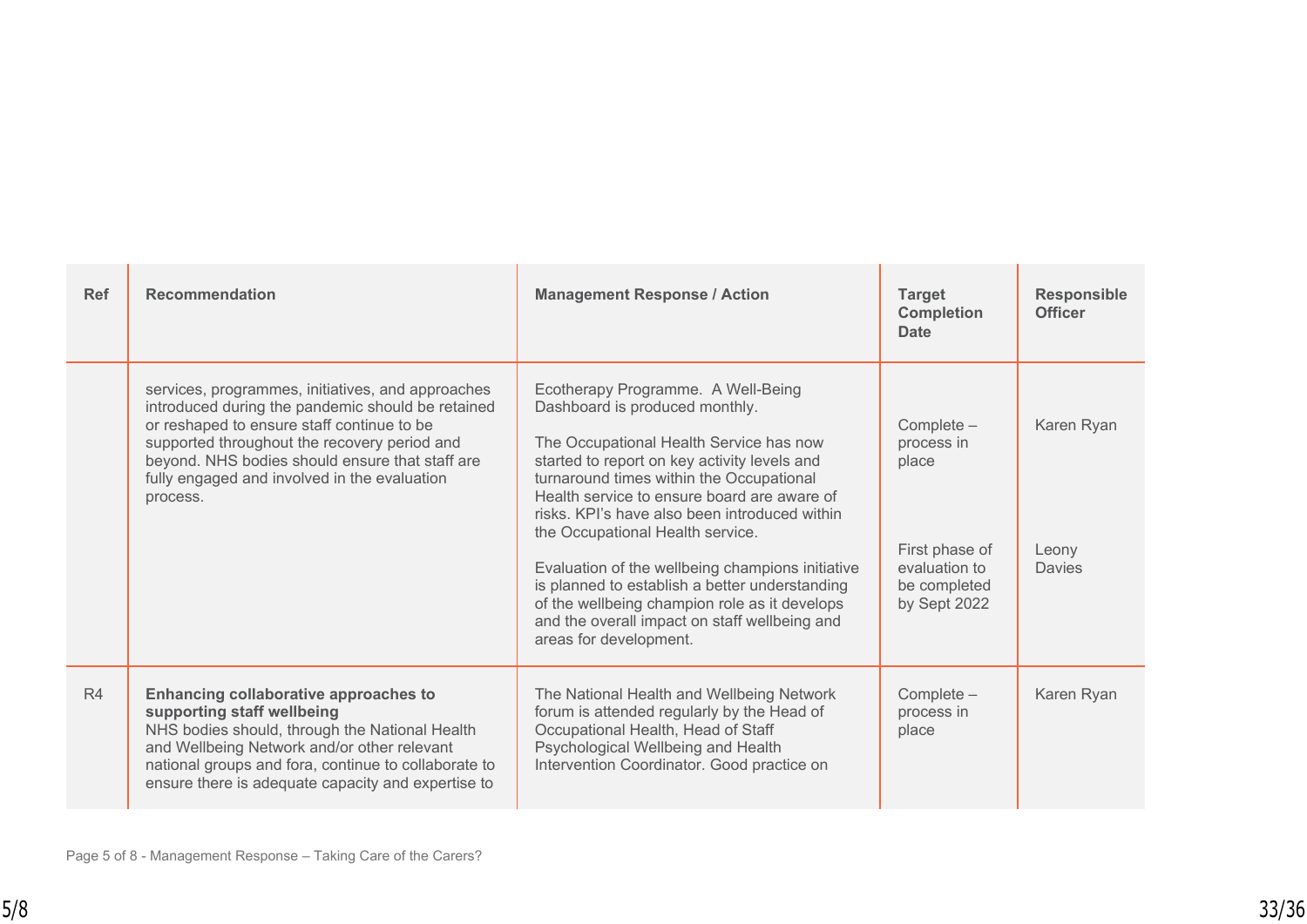| Ref | Recommendation | Management Response / Action | Target Completion Date | Responsible Officer |
|---|---|---|---|---|
| | services, programmes, initiatives, and approaches introduced during the pandemic should be retained or reshaped to ensure staff continue to be supported throughout the recovery period and beyond. NHS bodies should ensure that staff are fully engaged and involved in the evaluation process. | Ecotherapy Programme. A Well-Being Dashboard is produced monthly.<br><br>The Occupational Health Service has now started to report on key activity levels and turnaround times within the Occupational Health service to ensure board are aware of risks. KPI's have also been introduced within the Occupational Health service.<br><br>Evaluation of the wellbeing champions initiative is planned to establish a better understanding of the wellbeing champion role as it develops and the overall impact on staff wellbeing and areas for development. | Complete – process in place<br><br>First phase of evaluation to be completed by Sept 2022 | Karen Ryan<br><br>Leony Davies |
| R4 | **Enhancing collaborative approaches to supporting staff wellbeing**<br>NHS bodies should, through the National Health and Wellbeing Network and/or other relevant national groups and fora, continue to collaborate to ensure there is adequate capacity and expertise to | The National Health and Wellbeing Network forum is attended regularly by the Head of Occupational Health, Head of Staff Psychological Wellbeing and Health Intervention Coordinator. Good practice on | Complete – process in place | Karen Ryan |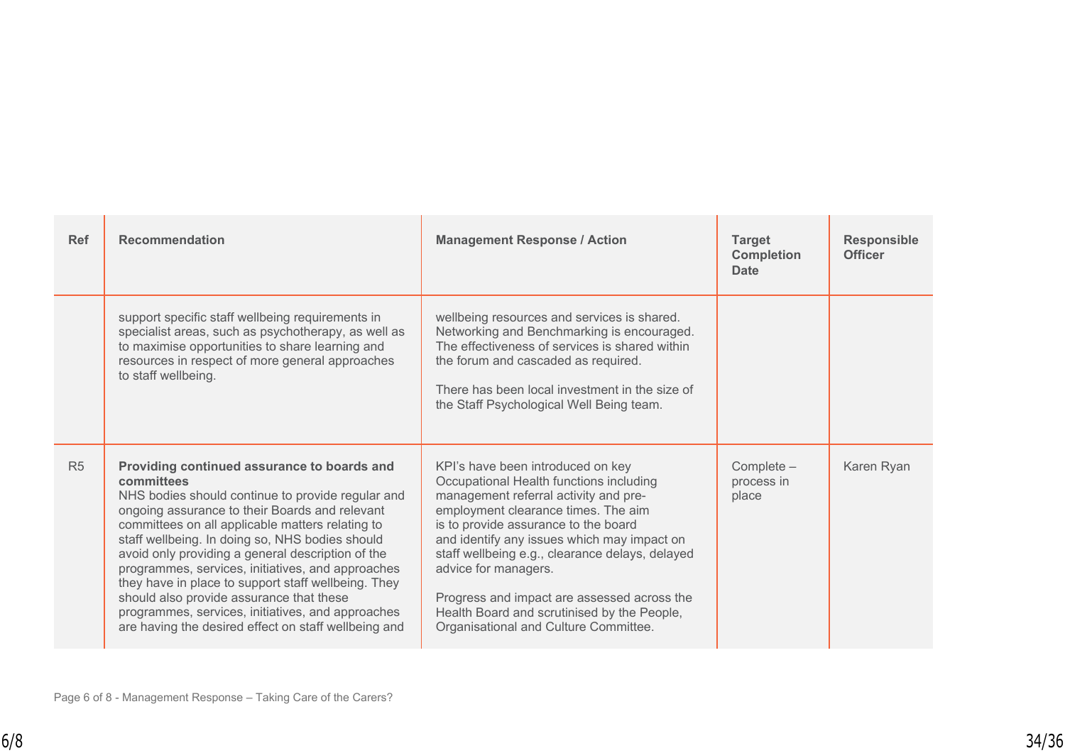| Ref | Recommendation | Management Response / Action | Target Completion Date | Responsible Officer |
|---|---|---|---|---|
| | support specific staff wellbeing requirements in specialist areas, such as psychotherapy, as well as to maximise opportunities to share learning and resources in respect of more general approaches to staff wellbeing. | wellbeing resources and services is shared. Networking and Benchmarking is encouraged. The effectiveness of services is shared within the forum and cascaded as required.<br><br>There has been local investment in the size of the Staff Psychological Well Being team. | | |
| R5 | **Providing continued assurance to boards and committees**<br>NHS bodies should continue to provide regular and ongoing assurance to their Boards and relevant committees on all applicable matters relating to staff wellbeing. In doing so, NHS bodies should avoid only providing a general description of the programmes, services, initiatives, and approaches they have in place to support staff wellbeing. They should also provide assurance that these programmes, services, initiatives, and approaches are having the desired effect on staff wellbeing and | KPI's have been introduced on key Occupational Health functions including management referral activity and pre-employment clearance times. The aim is to provide assurance to the board and identify any issues which may impact on staff wellbeing e.g., clearance delays, delayed advice for managers.<br><br>Progress and impact are assessed across the Health Board and scrutinised by the People, Organisational and Culture Committee. | Complete – process in place | Karen Ryan |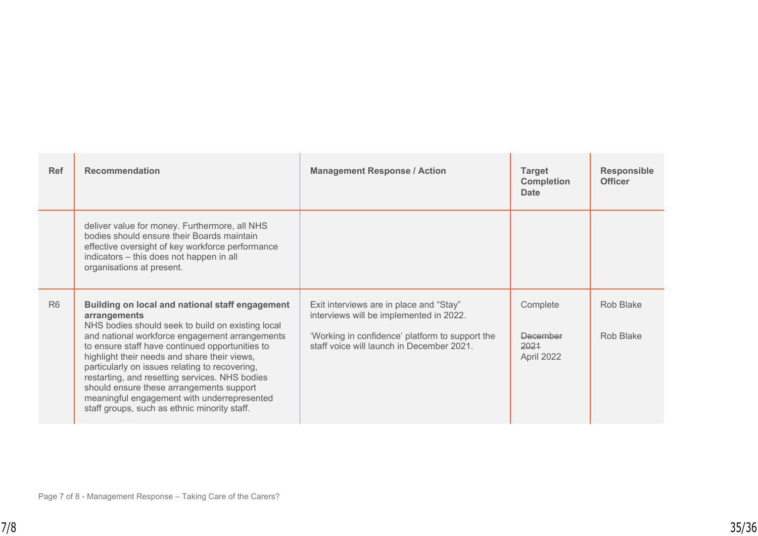| Ref | Recommendation | Management Response / Action | Target Completion Date | Responsible Officer |
| --- | --- | --- | --- | --- |
| | deliver value for money. Furthermore, all NHS bodies should ensure their Boards maintain effective oversight of key workforce performance indicators – this does not happen in all organisations at present. | | | |
| R6 | **Building on local and national staff engagement arrangements** NHS bodies should seek to build on existing local and national workforce engagement arrangements to ensure staff have continued opportunities to highlight their needs and share their views, particularly on issues relating to recovering, restarting, and resetting services. NHS bodies should ensure these arrangements support meaningful engagement with underrepresented staff groups, such as ethnic minority staff. | Exit interviews are in place and "Stay" interviews will be implemented in 2022.<br><br>'Working in confidence' platform to support the staff voice will launch in December 2021. | Complete<br><br>~~December 2021~~ April 2022 | Rob Blake<br><br>Rob Blake |

Page 7 of 8 - Management Response – Taking Care of the Carers?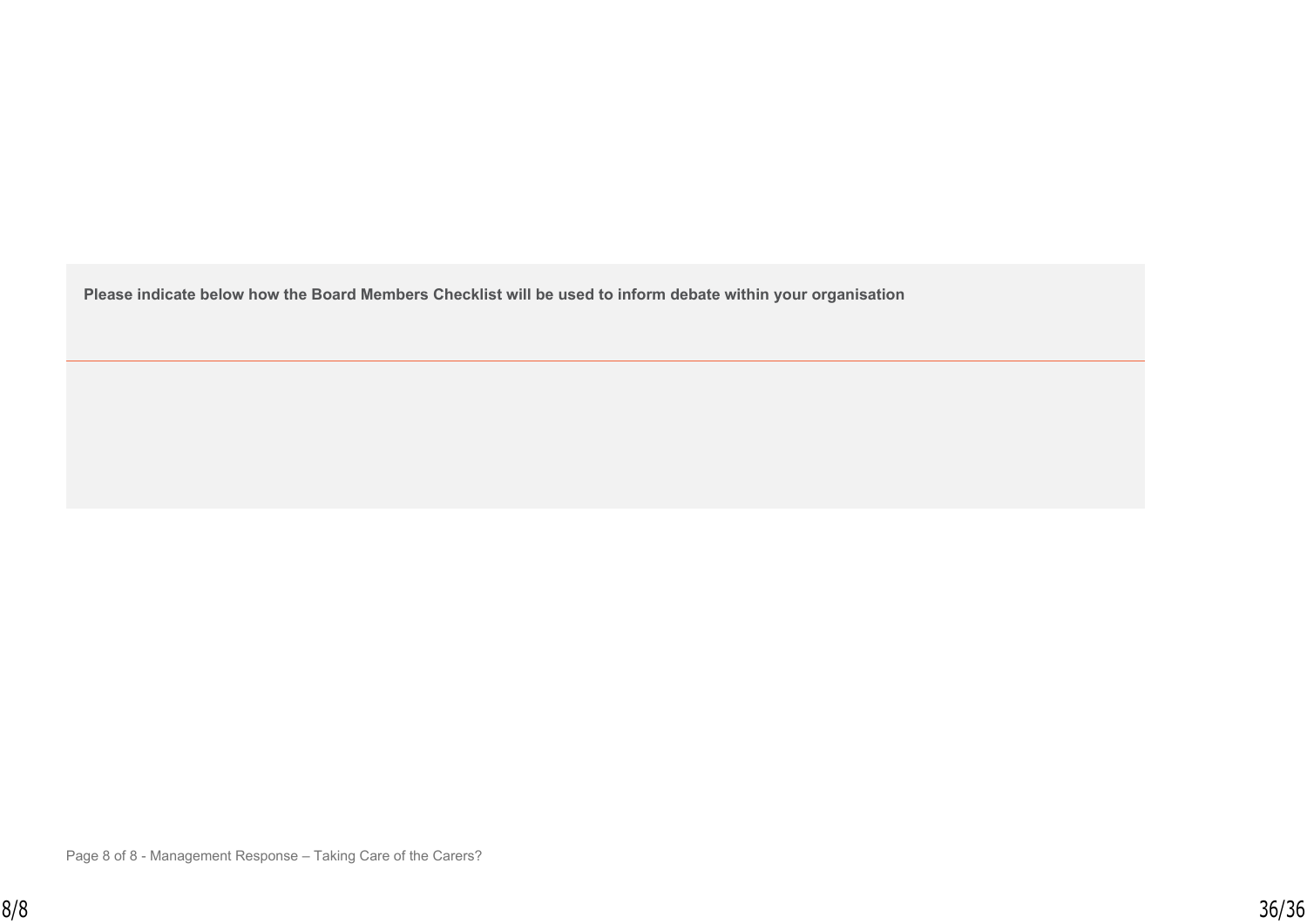**Please indicate below how the Board Members Checklist will be used to inform debate within your organisation**